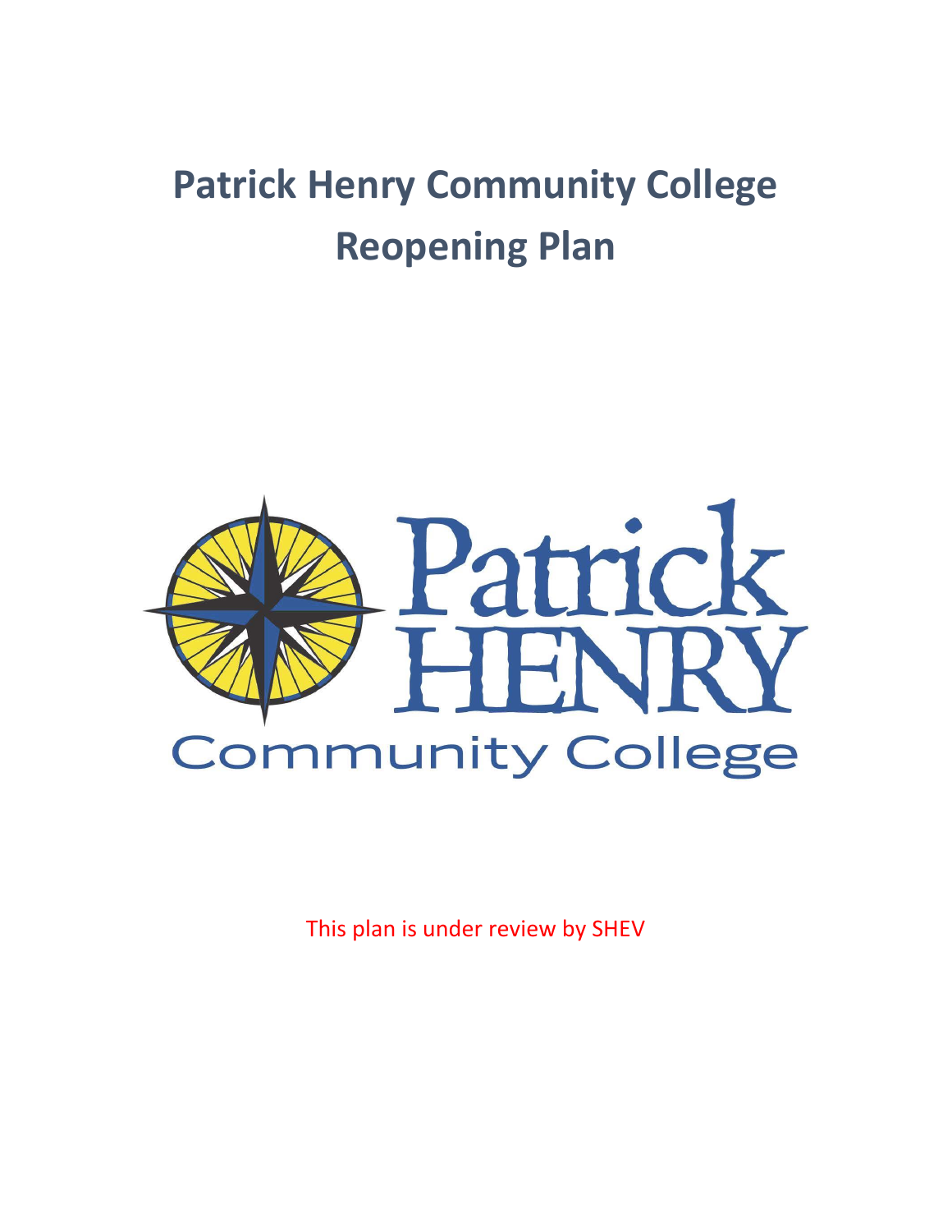# Patrick Henry Community College Reopening Plan

This plan is under review by SHEV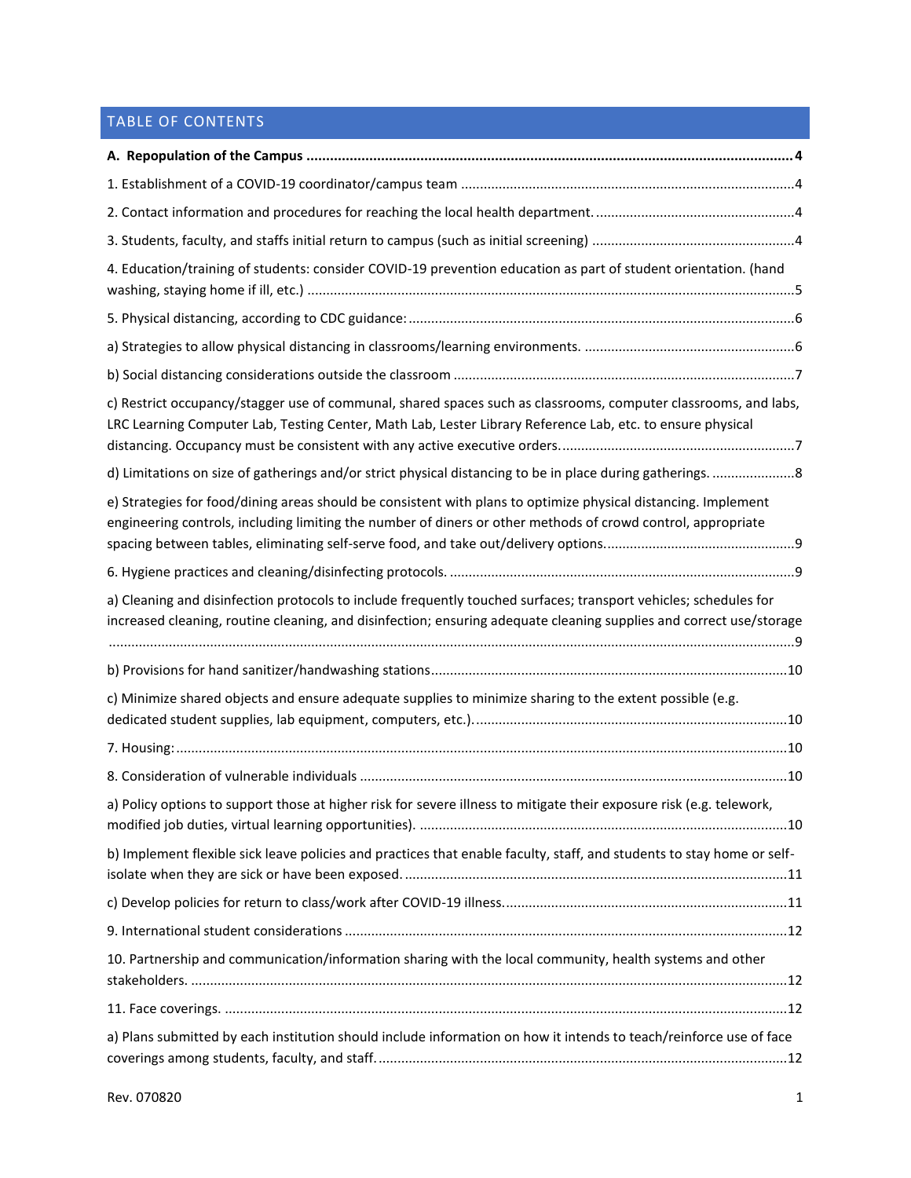## TABLE OF CONTENTS

**A. Repopulation of the Campus** .......... **4**

1. Establishment of a COVID-19 coordinator/campus team .......... 4

2. Contact information and procedures for reaching the local health department. .......... 4

3. Students, faculty, and staffs initial return to campus (such as initial screening) .......... 4

4. Education/training of students: consider COVID-19 prevention education as part of student orientation. (hand washing, staying home if ill, etc.) .......... 5

5. Physical distancing, according to CDC guidance: .......... 6

a) Strategies to allow physical distancing in classrooms/learning environments. .......... 6

b) Social distancing considerations outside the classroom .......... 7

c) Restrict occupancy/stagger use of communal, shared spaces such as classrooms, computer classrooms, and labs, LRC Learning Computer Lab, Testing Center, Math Lab, Lester Library Reference Lab, etc. to ensure physical distancing. Occupancy must be consistent with any active executive orders. .......... 7

d) Limitations on size of gatherings and/or strict physical distancing to be in place during gatherings. .......... 8

e) Strategies for food/dining areas should be consistent with plans to optimize physical distancing. Implement engineering controls, including limiting the number of diners or other methods of crowd control, appropriate spacing between tables, eliminating self-serve food, and take out/delivery options. .......... 9

6. Hygiene practices and cleaning/disinfecting protocols. .......... 9

a) Cleaning and disinfection protocols to include frequently touched surfaces; transport vehicles; schedules for increased cleaning, routine cleaning, and disinfection; ensuring adequate cleaning supplies and correct use/storage .......... 9

b) Provisions for hand sanitizer/handwashing stations .......... 10

c) Minimize shared objects and ensure adequate supplies to minimize sharing to the extent possible (e.g. dedicated student supplies, lab equipment, computers, etc.). .......... 10

7. Housing: .......... 10

8. Consideration of vulnerable individuals .......... 10

a) Policy options to support those at higher risk for severe illness to mitigate their exposure risk (e.g. telework, modified job duties, virtual learning opportunities). .......... 10

b) Implement flexible sick leave policies and practices that enable faculty, staff, and students to stay home or self-isolate when they are sick or have been exposed. .......... 11

c) Develop policies for return to class/work after COVID-19 illness. .......... 11

9. International student considerations .......... 12

10. Partnership and communication/information sharing with the local community, health systems and other stakeholders. .......... 12

11. Face coverings. .......... 12

a) Plans submitted by each institution should include information on how it intends to teach/reinforce use of face coverings among students, faculty, and staff. .......... 12

Rev. 070820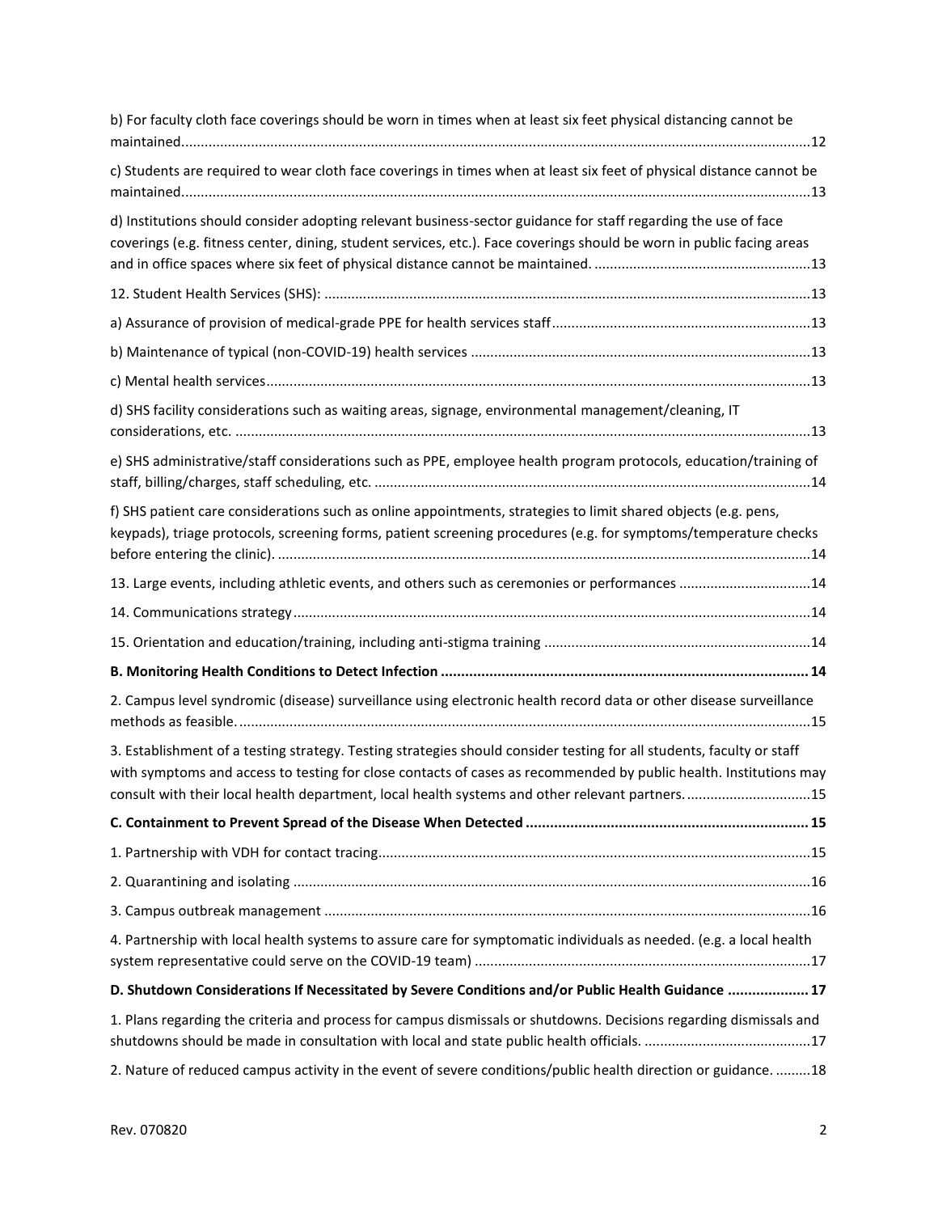b) For faculty cloth face coverings should be worn in times when at least six feet physical distancing cannot be maintained....12

c) Students are required to wear cloth face coverings in times when at least six feet of physical distance cannot be maintained....13

d) Institutions should consider adopting relevant business-sector guidance for staff regarding the use of face coverings (e.g. fitness center, dining, student services, etc.). Face coverings should be worn in public facing areas and in office spaces where six feet of physical distance cannot be maintained. ....13

12. Student Health Services (SHS): ....13

a) Assurance of provision of medical-grade PPE for health services staff....13

b) Maintenance of typical (non-COVID-19) health services ....13

c) Mental health services....13

d) SHS facility considerations such as waiting areas, signage, environmental management/cleaning, IT considerations, etc. ....13

e) SHS administrative/staff considerations such as PPE, employee health program protocols, education/training of staff, billing/charges, staff scheduling, etc. ....14

f) SHS patient care considerations such as online appointments, strategies to limit shared objects (e.g. pens, keypads), triage protocols, screening forms, patient screening procedures (e.g. for symptoms/temperature checks before entering the clinic). ....14

13. Large events, including athletic events, and others such as ceremonies or performances ....14

14. Communications strategy....14

15. Orientation and education/training, including anti-stigma training ....14

**B. Monitoring Health Conditions to Detect Infection .... 14**

2. Campus level syndromic (disease) surveillance using electronic health record data or other disease surveillance methods as feasible....15

3. Establishment of a testing strategy. Testing strategies should consider testing for all students, faculty or staff with symptoms and access to testing for close contacts of cases as recommended by public health. Institutions may consult with their local health department, local health systems and other relevant partners. ....15

**C. Containment to Prevent Spread of the Disease When Detected .... 15**

1. Partnership with VDH for contact tracing....15

2. Quarantining and isolating ....16

3. Campus outbreak management ....16

4. Partnership with local health systems to assure care for symptomatic individuals as needed. (e.g. a local health system representative could serve on the COVID-19 team) ....17

**D. Shutdown Considerations If Necessitated by Severe Conditions and/or Public Health Guidance .... 17**

1. Plans regarding the criteria and process for campus dismissals or shutdowns. Decisions regarding dismissals and shutdowns should be made in consultation with local and state public health officials. ....17

2. Nature of reduced campus activity in the event of severe conditions/public health direction or guidance. ....18

Rev. 070820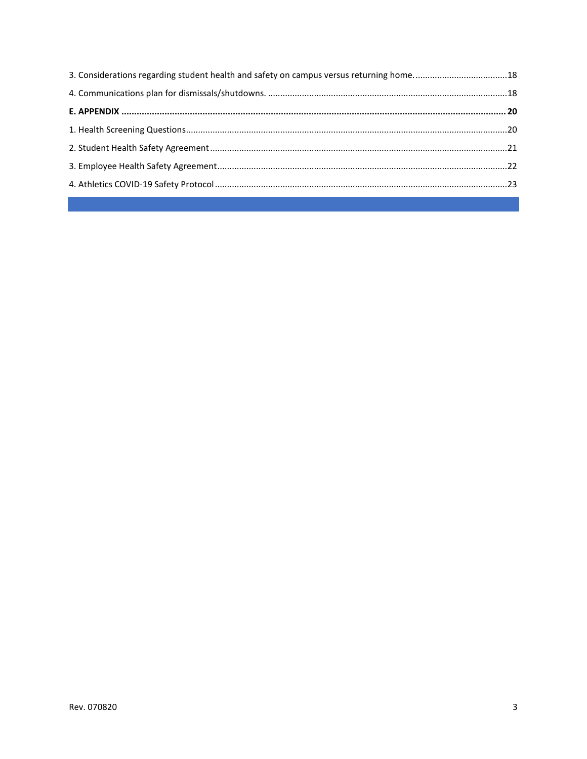3. Considerations regarding student health and safety on campus versus returning home. ......................................18

4. Communications plan for dismissals/shutdowns. ..................................................................................................18

**E. APPENDIX ....................................................................................................................................................... 20**

1. Health Screening Questions....................................................................................................................................20

2. Student Health Safety Agreement..........................................................................................................................21

3. Employee Health Safety Agreement........................................................................................................................22

4. Athletics COVID-19 Safety Protocol........................................................................................................................23

Rev. 070820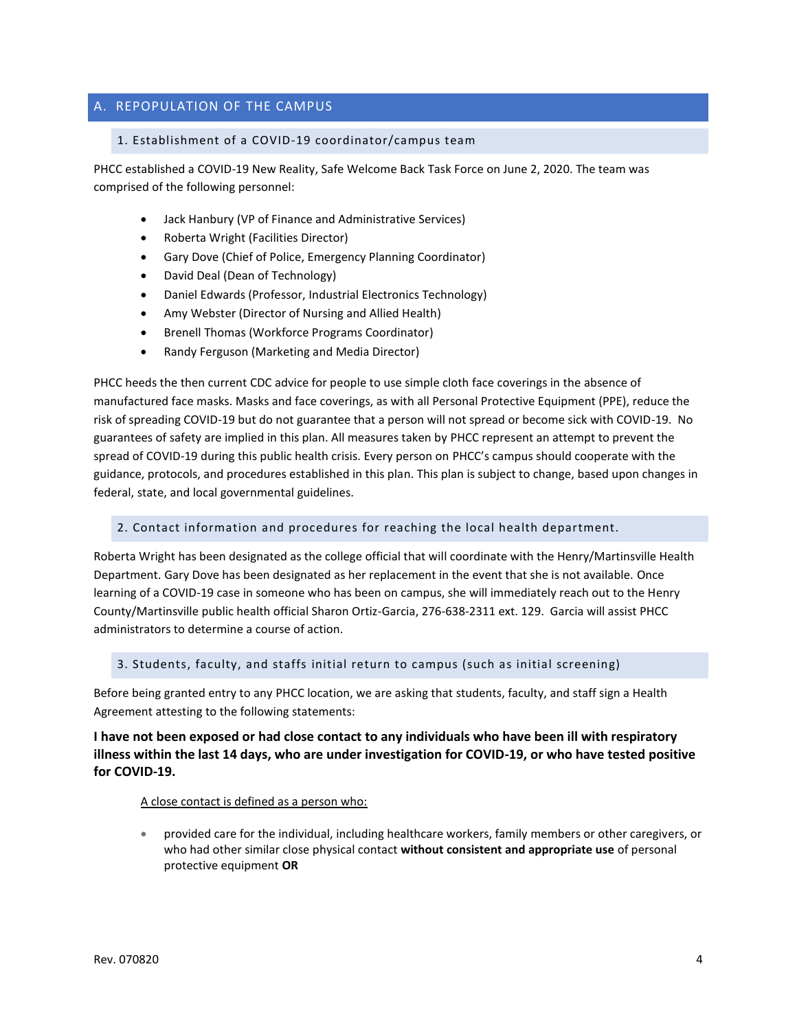## A. REPOPULATION OF THE CAMPUS

### 1. Establishment of a COVID-19 coordinator/campus team

PHCC established a COVID-19 New Reality, Safe Welcome Back Task Force on June 2, 2020. The team was comprised of the following personnel:

- Jack Hanbury (VP of Finance and Administrative Services)
- Roberta Wright (Facilities Director)
- Gary Dove (Chief of Police, Emergency Planning Coordinator)
- David Deal (Dean of Technology)
- Daniel Edwards (Professor, Industrial Electronics Technology)
- Amy Webster (Director of Nursing and Allied Health)
- Brenell Thomas (Workforce Programs Coordinator)
- Randy Ferguson (Marketing and Media Director)

PHCC heeds the then current CDC advice for people to use simple cloth face coverings in the absence of manufactured face masks. Masks and face coverings, as with all Personal Protective Equipment (PPE), reduce the risk of spreading COVID-19 but do not guarantee that a person will not spread or become sick with COVID-19. No guarantees of safety are implied in this plan. All measures taken by PHCC represent an attempt to prevent the spread of COVID-19 during this public health crisis. Every person on PHCC's campus should cooperate with the guidance, protocols, and procedures established in this plan. This plan is subject to change, based upon changes in federal, state, and local governmental guidelines.

### 2. Contact information and procedures for reaching the local health department.

Roberta Wright has been designated as the college official that will coordinate with the Henry/Martinsville Health Department. Gary Dove has been designated as her replacement in the event that she is not available. Once learning of a COVID-19 case in someone who has been on campus, she will immediately reach out to the Henry County/Martinsville public health official Sharon Ortiz-Garcia, 276-638-2311 ext. 129. Garcia will assist PHCC administrators to determine a course of action.

### 3. Students, faculty, and staffs initial return to campus (such as initial screening)

Before being granted entry to any PHCC location, we are asking that students, faculty, and staff sign a Health Agreement attesting to the following statements:

**I have not been exposed or had close contact to any individuals who have been ill with respiratory illness within the last 14 days, who are under investigation for COVID-19, or who have tested positive for COVID-19.**

A close contact is defined as a person who:

- provided care for the individual, including healthcare workers, family members or other caregivers, or who had other similar close physical contact **without consistent and appropriate use** of personal protective equipment **OR**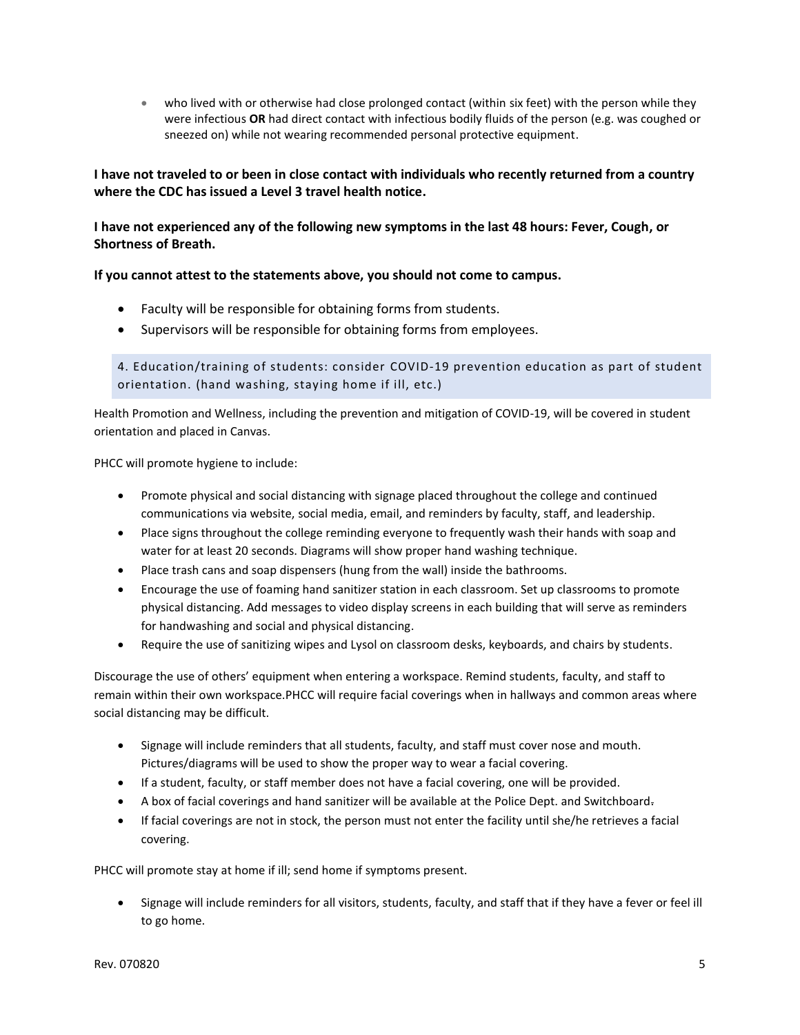- who lived with or otherwise had close prolonged contact (within six feet) with the person while they were infectious **OR** had direct contact with infectious bodily fluids of the person (e.g. was coughed or sneezed on) while not wearing recommended personal protective equipment.

**I have not traveled to or been in close contact with individuals who recently returned from a country where the CDC has issued a Level 3 travel health notice.**

**I have not experienced any of the following new symptoms in the last 48 hours: Fever, Cough, or Shortness of Breath.**

**If you cannot attest to the statements above, you should not come to campus.**

- Faculty will be responsible for obtaining forms from students.
- Supervisors will be responsible for obtaining forms from employees.

### 4. Education/training of students: consider COVID-19 prevention education as part of student orientation. (hand washing, staying home if ill, etc.)

Health Promotion and Wellness, including the prevention and mitigation of COVID-19, will be covered in student orientation and placed in Canvas.

PHCC will promote hygiene to include:

- Promote physical and social distancing with signage placed throughout the college and continued communications via website, social media, email, and reminders by faculty, staff, and leadership.
- Place signs throughout the college reminding everyone to frequently wash their hands with soap and water for at least 20 seconds. Diagrams will show proper hand washing technique.
- Place trash cans and soap dispensers (hung from the wall) inside the bathrooms.
- Encourage the use of foaming hand sanitizer station in each classroom. Set up classrooms to promote physical distancing. Add messages to video display screens in each building that will serve as reminders for handwashing and social and physical distancing.
- Require the use of sanitizing wipes and Lysol on classroom desks, keyboards, and chairs by students.

Discourage the use of others' equipment when entering a workspace. Remind students, faculty, and staff to remain within their own workspace.PHCC will require facial coverings when in hallways and common areas where social distancing may be difficult.

- Signage will include reminders that all students, faculty, and staff must cover nose and mouth. Pictures/diagrams will be used to show the proper way to wear a facial covering.
- If a student, faculty, or staff member does not have a facial covering, one will be provided.
- A box of facial coverings and hand sanitizer will be available at the Police Dept. and Switchboard.
- If facial coverings are not in stock, the person must not enter the facility until she/he retrieves a facial covering.

PHCC will promote stay at home if ill; send home if symptoms present.

- Signage will include reminders for all visitors, students, faculty, and staff that if they have a fever or feel ill to go home.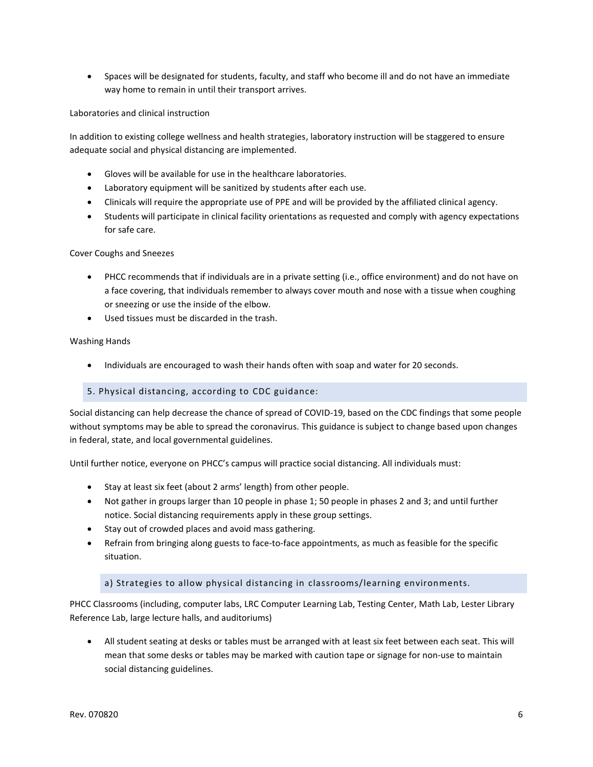- Spaces will be designated for students, faculty, and staff who become ill and do not have an immediate way home to remain in until their transport arrives.

Laboratories and clinical instruction

In addition to existing college wellness and health strategies, laboratory instruction will be staggered to ensure adequate social and physical distancing are implemented.

- Gloves will be available for use in the healthcare laboratories.
- Laboratory equipment will be sanitized by students after each use.
- Clinicals will require the appropriate use of PPE and will be provided by the affiliated clinical agency.
- Students will participate in clinical facility orientations as requested and comply with agency expectations for safe care.

Cover Coughs and Sneezes

- PHCC recommends that if individuals are in a private setting (i.e., office environment) and do not have on a face covering, that individuals remember to always cover mouth and nose with a tissue when coughing or sneezing or use the inside of the elbow.
- Used tissues must be discarded in the trash.

Washing Hands

- Individuals are encouraged to wash their hands often with soap and water for 20 seconds.

## 5. Physical distancing, according to CDC guidance:

Social distancing can help decrease the chance of spread of COVID-19, based on the CDC findings that some people without symptoms may be able to spread the coronavirus. This guidance is subject to change based upon changes in federal, state, and local governmental guidelines.

Until further notice, everyone on PHCC's campus will practice social distancing. All individuals must:

- Stay at least six feet (about 2 arms' length) from other people.
- Not gather in groups larger than 10 people in phase 1; 50 people in phases 2 and 3; and until further notice. Social distancing requirements apply in these group settings.
- Stay out of crowded places and avoid mass gathering.
- Refrain from bringing along guests to face-to-face appointments, as much as feasible for the specific situation.

### a) Strategies to allow physical distancing in classrooms/learning environments.

PHCC Classrooms (including, computer labs, LRC Computer Learning Lab, Testing Center, Math Lab, Lester Library Reference Lab, large lecture halls, and auditoriums)

- All student seating at desks or tables must be arranged with at least six feet between each seat. This will mean that some desks or tables may be marked with caution tape or signage for non-use to maintain social distancing guidelines.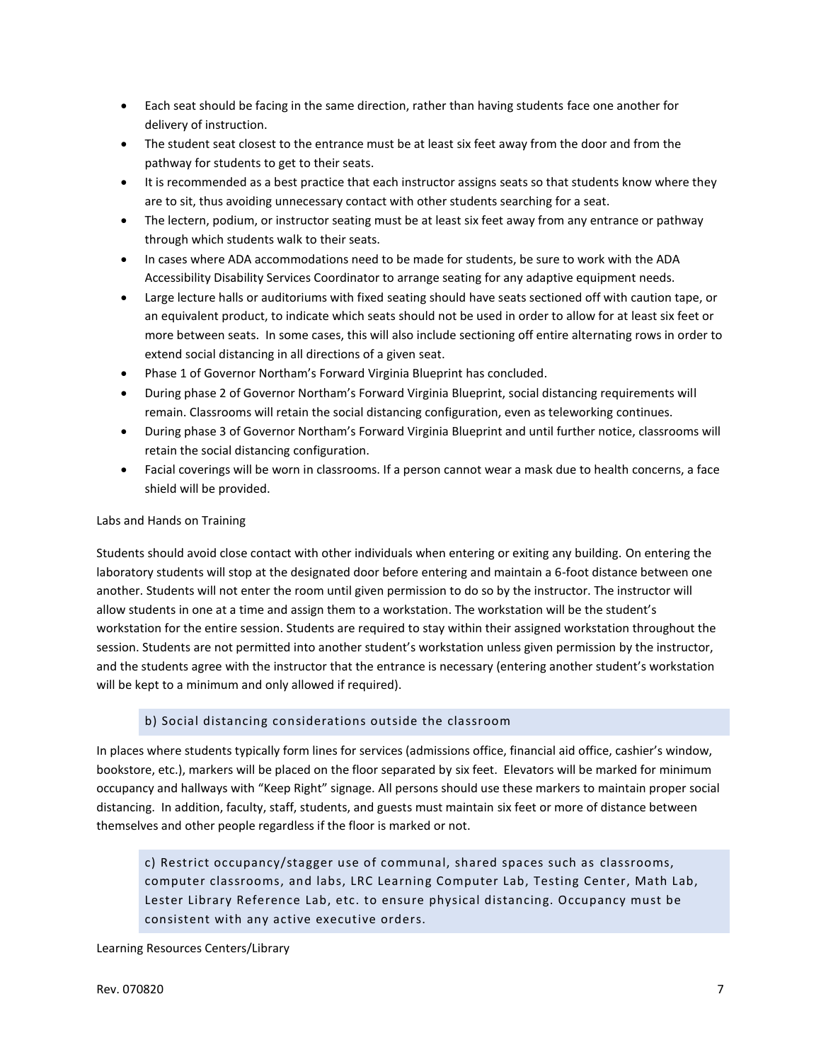- Each seat should be facing in the same direction, rather than having students face one another for delivery of instruction.
- The student seat closest to the entrance must be at least six feet away from the door and from the pathway for students to get to their seats.
- It is recommended as a best practice that each instructor assigns seats so that students know where they are to sit, thus avoiding unnecessary contact with other students searching for a seat.
- The lectern, podium, or instructor seating must be at least six feet away from any entrance or pathway through which students walk to their seats.
- In cases where ADA accommodations need to be made for students, be sure to work with the ADA Accessibility Disability Services Coordinator to arrange seating for any adaptive equipment needs.
- Large lecture halls or auditoriums with fixed seating should have seats sectioned off with caution tape, or an equivalent product, to indicate which seats should not be used in order to allow for at least six feet or more between seats. In some cases, this will also include sectioning off entire alternating rows in order to extend social distancing in all directions of a given seat.
- Phase 1 of Governor Northam's Forward Virginia Blueprint has concluded.
- During phase 2 of Governor Northam's Forward Virginia Blueprint, social distancing requirements will remain. Classrooms will retain the social distancing configuration, even as teleworking continues.
- During phase 3 of Governor Northam's Forward Virginia Blueprint and until further notice, classrooms will retain the social distancing configuration.
- Facial coverings will be worn in classrooms. If a person cannot wear a mask due to health concerns, a face shield will be provided.

Labs and Hands on Training

Students should avoid close contact with other individuals when entering or exiting any building. On entering the laboratory students will stop at the designated door before entering and maintain a 6-foot distance between one another. Students will not enter the room until given permission to do so by the instructor. The instructor will allow students in one at a time and assign them to a workstation. The workstation will be the student's workstation for the entire session. Students are required to stay within their assigned workstation throughout the session. Students are not permitted into another student's workstation unless given permission by the instructor, and the students agree with the instructor that the entrance is necessary (entering another student's workstation will be kept to a minimum and only allowed if required).

### b) Social distancing considerations outside the classroom

In places where students typically form lines for services (admissions office, financial aid office, cashier's window, bookstore, etc.), markers will be placed on the floor separated by six feet. Elevators will be marked for minimum occupancy and hallways with "Keep Right" signage. All persons should use these markers to maintain proper social distancing. In addition, faculty, staff, students, and guests must maintain six feet or more of distance between themselves and other people regardless if the floor is marked or not.

### c) Restrict occupancy/stagger use of communal, shared spaces such as classrooms, computer classrooms, and labs, LRC Learning Computer Lab, Testing Center, Math Lab, Lester Library Reference Lab, etc. to ensure physical distancing. Occupancy must be consistent with any active executive orders.

Learning Resources Centers/Library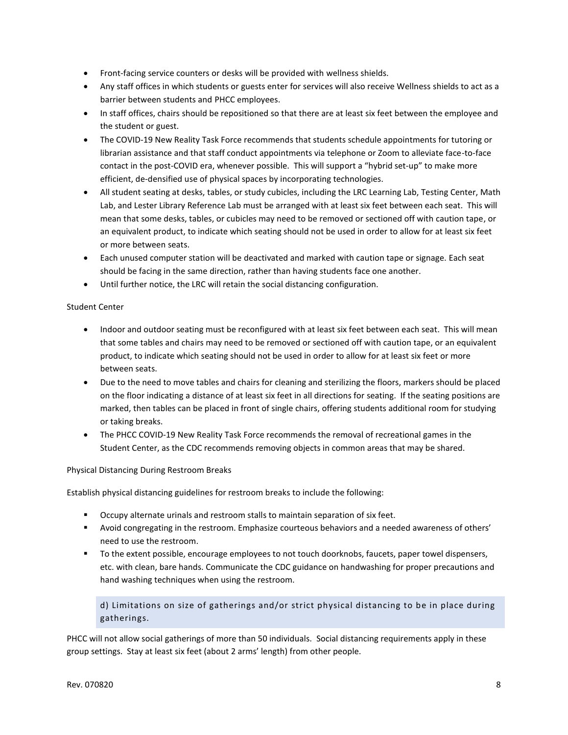- Front-facing service counters or desks will be provided with wellness shields.
- Any staff offices in which students or guests enter for services will also receive Wellness shields to act as a barrier between students and PHCC employees.
- In staff offices, chairs should be repositioned so that there are at least six feet between the employee and the student or guest.
- The COVID-19 New Reality Task Force recommends that students schedule appointments for tutoring or librarian assistance and that staff conduct appointments via telephone or Zoom to alleviate face-to-face contact in the post-COVID era, whenever possible. This will support a "hybrid set-up" to make more efficient, de-densified use of physical spaces by incorporating technologies.
- All student seating at desks, tables, or study cubicles, including the LRC Learning Lab, Testing Center, Math Lab, and Lester Library Reference Lab must be arranged with at least six feet between each seat. This will mean that some desks, tables, or cubicles may need to be removed or sectioned off with caution tape, or an equivalent product, to indicate which seating should not be used in order to allow for at least six feet or more between seats.
- Each unused computer station will be deactivated and marked with caution tape or signage. Each seat should be facing in the same direction, rather than having students face one another.
- Until further notice, the LRC will retain the social distancing configuration.

Student Center

- Indoor and outdoor seating must be reconfigured with at least six feet between each seat. This will mean that some tables and chairs may need to be removed or sectioned off with caution tape, or an equivalent product, to indicate which seating should not be used in order to allow for at least six feet or more between seats.
- Due to the need to move tables and chairs for cleaning and sterilizing the floors, markers should be placed on the floor indicating a distance of at least six feet in all directions for seating. If the seating positions are marked, then tables can be placed in front of single chairs, offering students additional room for studying or taking breaks.
- The PHCC COVID-19 New Reality Task Force recommends the removal of recreational games in the Student Center, as the CDC recommends removing objects in common areas that may be shared.

Physical Distancing During Restroom Breaks

Establish physical distancing guidelines for restroom breaks to include the following:

- Occupy alternate urinals and restroom stalls to maintain separation of six feet.
- Avoid congregating in the restroom. Emphasize courteous behaviors and a needed awareness of others' need to use the restroom.
- To the extent possible, encourage employees to not touch doorknobs, faucets, paper towel dispensers, etc. with clean, bare hands. Communicate the CDC guidance on handwashing for proper precautions and hand washing techniques when using the restroom.

### d) Limitations on size of gatherings and/or strict physical distancing to be in place during gatherings.

PHCC will not allow social gatherings of more than 50 individuals. Social distancing requirements apply in these group settings. Stay at least six feet (about 2 arms' length) from other people.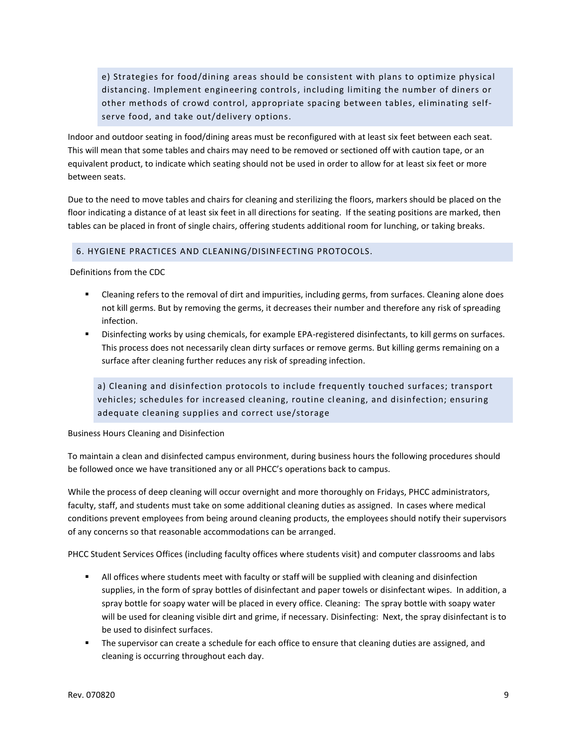e) Strategies for food/dining areas should be consistent with plans to optimize physical distancing. Implement engineering controls, including limiting the number of diners or other methods of crowd control, appropriate spacing between tables, eliminating self-serve food, and take out/delivery options.

Indoor and outdoor seating in food/dining areas must be reconfigured with at least six feet between each seat. This will mean that some tables and chairs may need to be removed or sectioned off with caution tape, or an equivalent product, to indicate which seating should not be used in order to allow for at least six feet or more between seats.

Due to the need to move tables and chairs for cleaning and sterilizing the floors, markers should be placed on the floor indicating a distance of at least six feet in all directions for seating. If the seating positions are marked, then tables can be placed in front of single chairs, offering students additional room for lunching, or taking breaks.

## 6. HYGIENE PRACTICES AND CLEANING/DISINFECTING PROTOCOLS.

Definitions from the CDC

- Cleaning refers to the removal of dirt and impurities, including germs, from surfaces. Cleaning alone does not kill germs. But by removing the germs, it decreases their number and therefore any risk of spreading infection.
- Disinfecting works by using chemicals, for example EPA-registered disinfectants, to kill germs on surfaces. This process does not necessarily clean dirty surfaces or remove germs. But killing germs remaining on a surface after cleaning further reduces any risk of spreading infection.

a) Cleaning and disinfection protocols to include frequently touched surfaces; transport vehicles; schedules for increased cleaning, routine cleaning, and disinfection; ensuring adequate cleaning supplies and correct use/storage

Business Hours Cleaning and Disinfection

To maintain a clean and disinfected campus environment, during business hours the following procedures should be followed once we have transitioned any or all PHCC's operations back to campus.

While the process of deep cleaning will occur overnight and more thoroughly on Fridays, PHCC administrators, faculty, staff, and students must take on some additional cleaning duties as assigned. In cases where medical conditions prevent employees from being around cleaning products, the employees should notify their supervisors of any concerns so that reasonable accommodations can be arranged.

PHCC Student Services Offices (including faculty offices where students visit) and computer classrooms and labs

- All offices where students meet with faculty or staff will be supplied with cleaning and disinfection supplies, in the form of spray bottles of disinfectant and paper towels or disinfectant wipes. In addition, a spray bottle for soapy water will be placed in every office. Cleaning: The spray bottle with soapy water will be used for cleaning visible dirt and grime, if necessary. Disinfecting: Next, the spray disinfectant is to be used to disinfect surfaces.
- The supervisor can create a schedule for each office to ensure that cleaning duties are assigned, and cleaning is occurring throughout each day.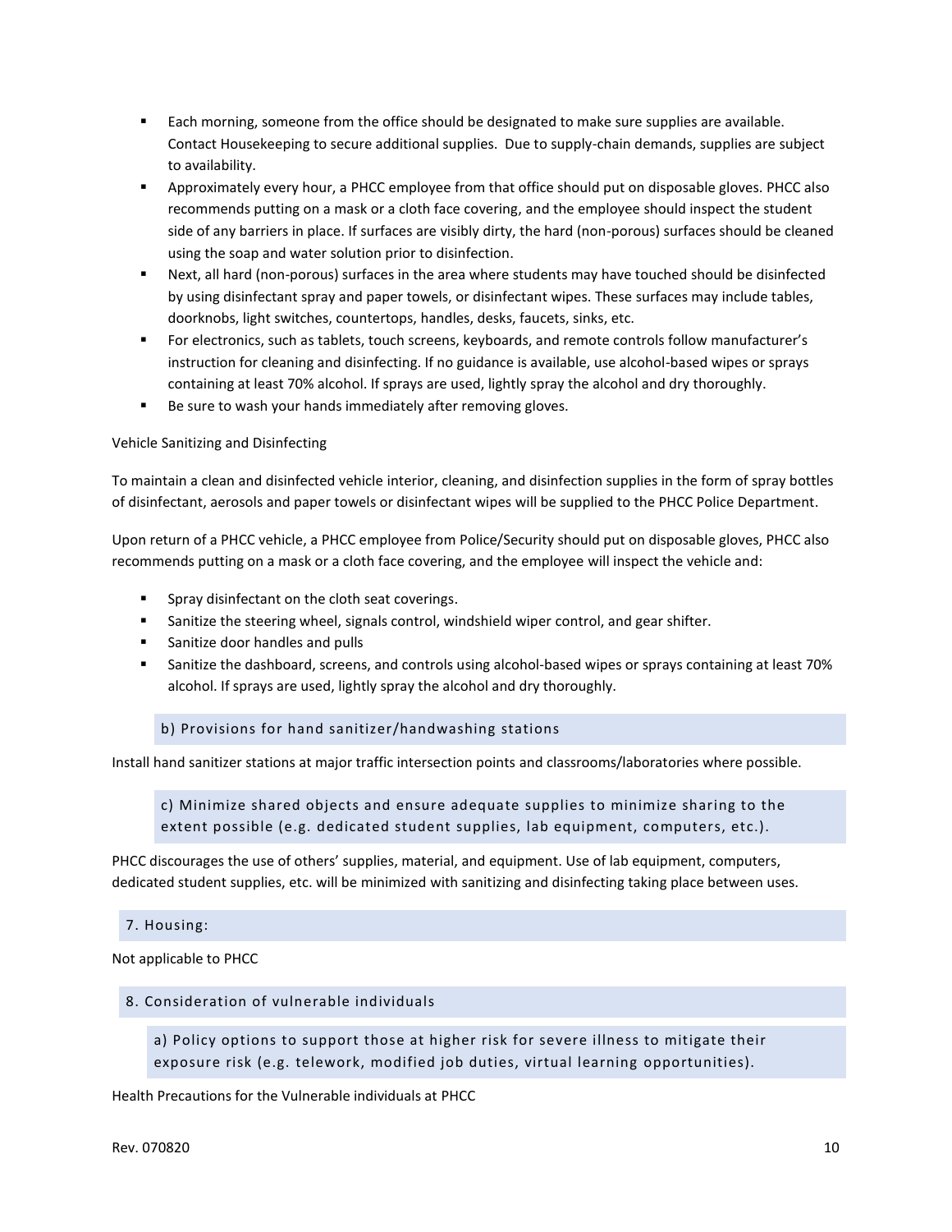- Each morning, someone from the office should be designated to make sure supplies are available. Contact Housekeeping to secure additional supplies. Due to supply-chain demands, supplies are subject to availability.
- Approximately every hour, a PHCC employee from that office should put on disposable gloves. PHCC also recommends putting on a mask or a cloth face covering, and the employee should inspect the student side of any barriers in place. If surfaces are visibly dirty, the hard (non-porous) surfaces should be cleaned using the soap and water solution prior to disinfection.
- Next, all hard (non-porous) surfaces in the area where students may have touched should be disinfected by using disinfectant spray and paper towels, or disinfectant wipes. These surfaces may include tables, doorknobs, light switches, countertops, handles, desks, faucets, sinks, etc.
- For electronics, such as tablets, touch screens, keyboards, and remote controls follow manufacturer's instruction for cleaning and disinfecting. If no guidance is available, use alcohol-based wipes or sprays containing at least 70% alcohol. If sprays are used, lightly spray the alcohol and dry thoroughly.
- Be sure to wash your hands immediately after removing gloves.

Vehicle Sanitizing and Disinfecting

To maintain a clean and disinfected vehicle interior, cleaning, and disinfection supplies in the form of spray bottles of disinfectant, aerosols and paper towels or disinfectant wipes will be supplied to the PHCC Police Department.

Upon return of a PHCC vehicle, a PHCC employee from Police/Security should put on disposable gloves, PHCC also recommends putting on a mask or a cloth face covering, and the employee will inspect the vehicle and:

- Spray disinfectant on the cloth seat coverings.
- Sanitize the steering wheel, signals control, windshield wiper control, and gear shifter.
- Sanitize door handles and pulls
- Sanitize the dashboard, screens, and controls using alcohol-based wipes or sprays containing at least 70% alcohol. If sprays are used, lightly spray the alcohol and dry thoroughly.

### b) Provisions for hand sanitizer/handwashing stations

Install hand sanitizer stations at major traffic intersection points and classrooms/laboratories where possible.

### c) Minimize shared objects and ensure adequate supplies to minimize sharing to the extent possible (e.g. dedicated student supplies, lab equipment, computers, etc.).

PHCC discourages the use of others' supplies, material, and equipment. Use of lab equipment, computers, dedicated student supplies, etc. will be minimized with sanitizing and disinfecting taking place between uses.

## 7. Housing:

Not applicable to PHCC

## 8. Consideration of vulnerable individuals

### a) Policy options to support those at higher risk for severe illness to mitigate their exposure risk (e.g. telework, modified job duties, virtual learning opportunities).

Health Precautions for the Vulnerable individuals at PHCC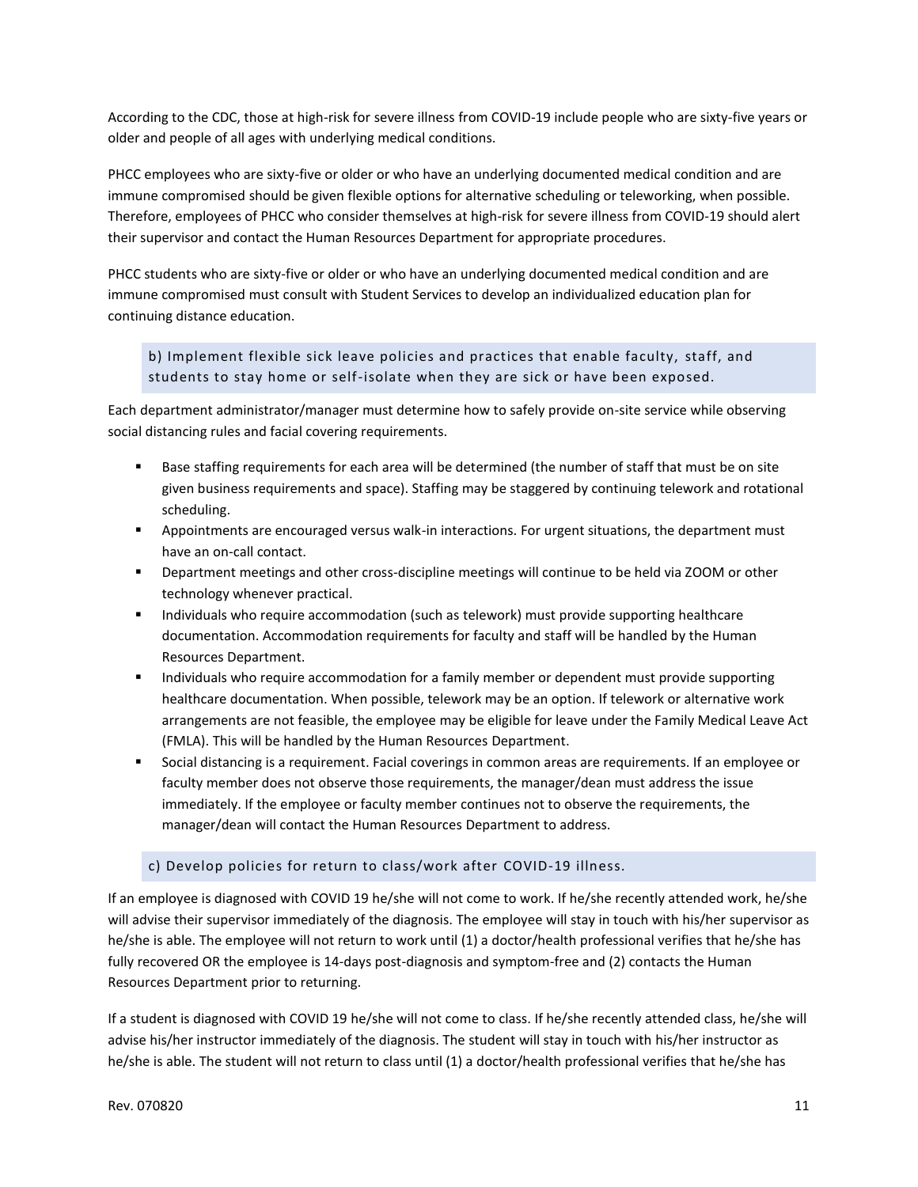According to the CDC, those at high-risk for severe illness from COVID-19 include people who are sixty-five years or older and people of all ages with underlying medical conditions.

PHCC employees who are sixty-five or older or who have an underlying documented medical condition and are immune compromised should be given flexible options for alternative scheduling or teleworking, when possible. Therefore, employees of PHCC who consider themselves at high-risk for severe illness from COVID-19 should alert their supervisor and contact the Human Resources Department for appropriate procedures.

PHCC students who are sixty-five or older or who have an underlying documented medical condition and are immune compromised must consult with Student Services to develop an individualized education plan for continuing distance education.

### b) Implement flexible sick leave policies and practices that enable faculty, staff, and students to stay home or self-isolate when they are sick or have been exposed.

Each department administrator/manager must determine how to safely provide on-site service while observing social distancing rules and facial covering requirements.

- Base staffing requirements for each area will be determined (the number of staff that must be on site given business requirements and space). Staffing may be staggered by continuing telework and rotational scheduling.
- Appointments are encouraged versus walk-in interactions. For urgent situations, the department must have an on-call contact.
- Department meetings and other cross-discipline meetings will continue to be held via ZOOM or other technology whenever practical.
- Individuals who require accommodation (such as telework) must provide supporting healthcare documentation. Accommodation requirements for faculty and staff will be handled by the Human Resources Department.
- Individuals who require accommodation for a family member or dependent must provide supporting healthcare documentation. When possible, telework may be an option. If telework or alternative work arrangements are not feasible, the employee may be eligible for leave under the Family Medical Leave Act (FMLA). This will be handled by the Human Resources Department.
- Social distancing is a requirement. Facial coverings in common areas are requirements. If an employee or faculty member does not observe those requirements, the manager/dean must address the issue immediately. If the employee or faculty member continues not to observe the requirements, the manager/dean will contact the Human Resources Department to address.

### c) Develop policies for return to class/work after COVID-19 illness.

If an employee is diagnosed with COVID 19 he/she will not come to work. If he/she recently attended work, he/she will advise their supervisor immediately of the diagnosis. The employee will stay in touch with his/her supervisor as he/she is able. The employee will not return to work until (1) a doctor/health professional verifies that he/she has fully recovered OR the employee is 14-days post-diagnosis and symptom-free and (2) contacts the Human Resources Department prior to returning.

If a student is diagnosed with COVID 19 he/she will not come to class. If he/she recently attended class, he/she will advise his/her instructor immediately of the diagnosis. The student will stay in touch with his/her instructor as he/she is able. The student will not return to class until (1) a doctor/health professional verifies that he/she has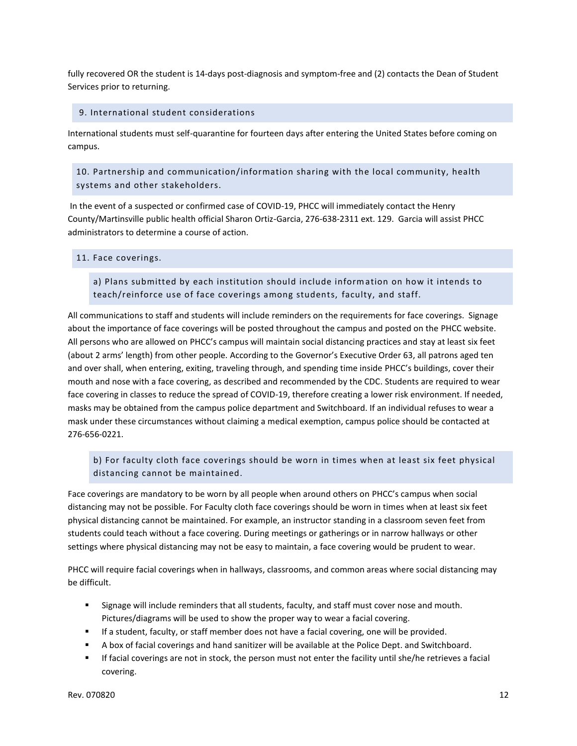fully recovered OR the student is 14-days post-diagnosis and symptom-free and (2) contacts the Dean of Student Services prior to returning.

## 9. International student considerations

International students must self-quarantine for fourteen days after entering the United States before coming on campus.

## 10. Partnership and communication/information sharing with the local community, health systems and other stakeholders.

In the event of a suspected or confirmed case of COVID-19, PHCC will immediately contact the Henry County/Martinsville public health official Sharon Ortiz-Garcia, 276-638-2311 ext. 129. Garcia will assist PHCC administrators to determine a course of action.

## 11. Face coverings.

### a) Plans submitted by each institution should include information on how it intends to teach/reinforce use of face coverings among students, faculty, and staff.

All communications to staff and students will include reminders on the requirements for face coverings. Signage about the importance of face coverings will be posted throughout the campus and posted on the PHCC website. All persons who are allowed on PHCC's campus will maintain social distancing practices and stay at least six feet (about 2 arms' length) from other people. According to the Governor's Executive Order 63, all patrons aged ten and over shall, when entering, exiting, traveling through, and spending time inside PHCC's buildings, cover their mouth and nose with a face covering, as described and recommended by the CDC. Students are required to wear face covering in classes to reduce the spread of COVID-19, therefore creating a lower risk environment. If needed, masks may be obtained from the campus police department and Switchboard. If an individual refuses to wear a mask under these circumstances without claiming a medical exemption, campus police should be contacted at 276-656-0221.

### b) For faculty cloth face coverings should be worn in times when at least six feet physical distancing cannot be maintained.

Face coverings are mandatory to be worn by all people when around others on PHCC's campus when social distancing may not be possible. For Faculty cloth face coverings should be worn in times when at least six feet physical distancing cannot be maintained. For example, an instructor standing in a classroom seven feet from students could teach without a face covering. During meetings or gatherings or in narrow hallways or other settings where physical distancing may not be easy to maintain, a face covering would be prudent to wear.

PHCC will require facial coverings when in hallways, classrooms, and common areas where social distancing may be difficult.

- Signage will include reminders that all students, faculty, and staff must cover nose and mouth. Pictures/diagrams will be used to show the proper way to wear a facial covering.
- If a student, faculty, or staff member does not have a facial covering, one will be provided.
- A box of facial coverings and hand sanitizer will be available at the Police Dept. and Switchboard.
- If facial coverings are not in stock, the person must not enter the facility until she/he retrieves a facial covering.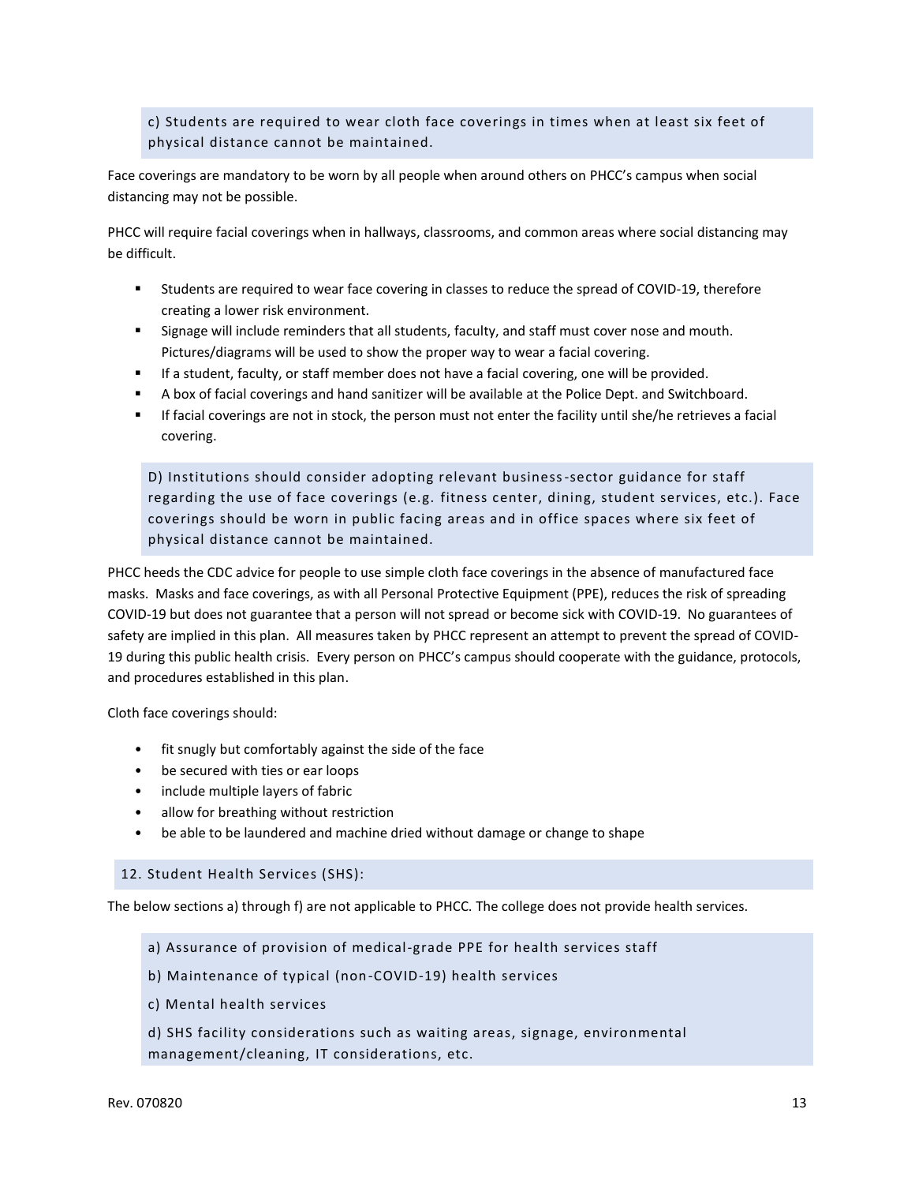c) Students are required to wear cloth face coverings in times when at least six feet of physical distance cannot be maintained.

Face coverings are mandatory to be worn by all people when around others on PHCC's campus when social distancing may not be possible.

PHCC will require facial coverings when in hallways, classrooms, and common areas where social distancing may be difficult.

- Students are required to wear face covering in classes to reduce the spread of COVID-19, therefore creating a lower risk environment.
- Signage will include reminders that all students, faculty, and staff must cover nose and mouth. Pictures/diagrams will be used to show the proper way to wear a facial covering.
- If a student, faculty, or staff member does not have a facial covering, one will be provided.
- A box of facial coverings and hand sanitizer will be available at the Police Dept. and Switchboard.
- If facial coverings are not in stock, the person must not enter the facility until she/he retrieves a facial covering.

D) Institutions should consider adopting relevant business-sector guidance for staff regarding the use of face coverings (e.g. fitness center, dining, student services, etc.). Face coverings should be worn in public facing areas and in office spaces where six feet of physical distance cannot be maintained.

PHCC heeds the CDC advice for people to use simple cloth face coverings in the absence of manufactured face masks. Masks and face coverings, as with all Personal Protective Equipment (PPE), reduces the risk of spreading COVID-19 but does not guarantee that a person will not spread or become sick with COVID-19. No guarantees of safety are implied in this plan. All measures taken by PHCC represent an attempt to prevent the spread of COVID-19 during this public health crisis. Every person on PHCC's campus should cooperate with the guidance, protocols, and procedures established in this plan.

Cloth face coverings should:

- fit snugly but comfortably against the side of the face
- be secured with ties or ear loops
- include multiple layers of fabric
- allow for breathing without restriction
- be able to be laundered and machine dried without damage or change to shape

## 12. Student Health Services (SHS):

The below sections a) through f) are not applicable to PHCC. The college does not provide health services.

a) Assurance of provision of medical-grade PPE for health services staff

b) Maintenance of typical (non-COVID-19) health services

c) Mental health services

d) SHS facility considerations such as waiting areas, signage, environmental management/cleaning, IT considerations, etc.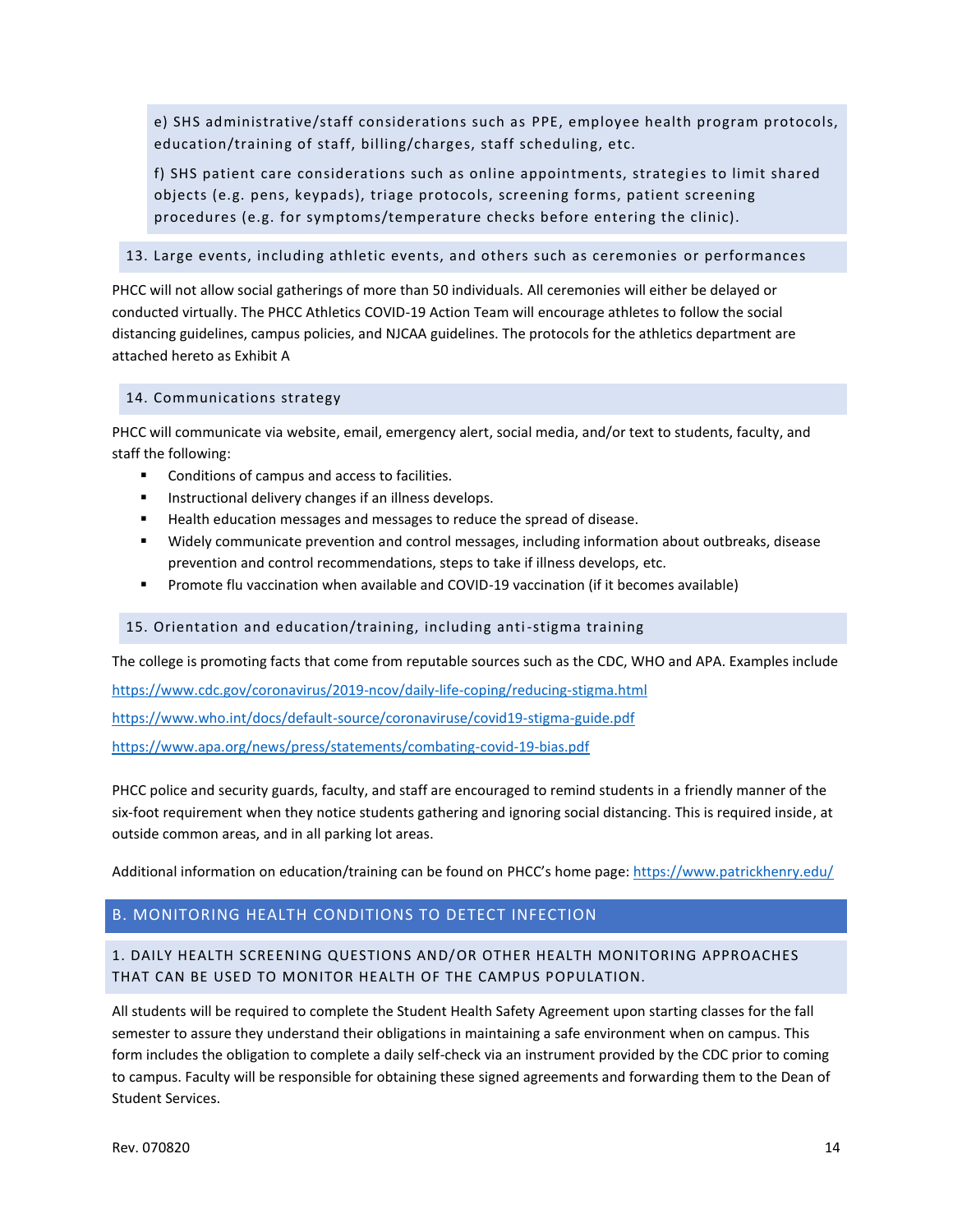e) SHS administrative/staff considerations such as PPE, employee health program protocols, education/training of staff, billing/charges, staff scheduling, etc.

f) SHS patient care considerations such as online appointments, strategies to limit shared objects (e.g. pens, keypads), triage protocols, screening forms, patient screening procedures (e.g. for symptoms/temperature checks before entering the clinic).

### 13. Large events, including athletic events, and others such as ceremonies or performances

PHCC will not allow social gatherings of more than 50 individuals. All ceremonies will either be delayed or conducted virtually. The PHCC Athletics COVID-19 Action Team will encourage athletes to follow the social distancing guidelines, campus policies, and NJCAA guidelines. The protocols for the athletics department are attached hereto as Exhibit A

### 14. Communications strategy

PHCC will communicate via website, email, emergency alert, social media, and/or text to students, faculty, and staff the following:

- Conditions of campus and access to facilities.
- Instructional delivery changes if an illness develops.
- Health education messages and messages to reduce the spread of disease.
- Widely communicate prevention and control messages, including information about outbreaks, disease prevention and control recommendations, steps to take if illness develops, etc.
- Promote flu vaccination when available and COVID-19 vaccination (if it becomes available)

### 15. Orientation and education/training, including anti-stigma training

The college is promoting facts that come from reputable sources such as the CDC, WHO and APA. Examples include

https://www.cdc.gov/coronavirus/2019-ncov/daily-life-coping/reducing-stigma.html

https://www.who.int/docs/default-source/coronaviruse/covid19-stigma-guide.pdf

https://www.apa.org/news/press/statements/combating-covid-19-bias.pdf

PHCC police and security guards, faculty, and staff are encouraged to remind students in a friendly manner of the six-foot requirement when they notice students gathering and ignoring social distancing. This is required inside, at outside common areas, and in all parking lot areas.

Additional information on education/training can be found on PHCC's home page: https://www.patrickhenry.edu/

## B. MONITORING HEALTH CONDITIONS TO DETECT INFECTION

### 1. DAILY HEALTH SCREENING QUESTIONS AND/OR OTHER HEALTH MONITORING APPROACHES THAT CAN BE USED TO MONITOR HEALTH OF THE CAMPUS POPULATION.

All students will be required to complete the Student Health Safety Agreement upon starting classes for the fall semester to assure they understand their obligations in maintaining a safe environment when on campus. This form includes the obligation to complete a daily self-check via an instrument provided by the CDC prior to coming to campus. Faculty will be responsible for obtaining these signed agreements and forwarding them to the Dean of Student Services.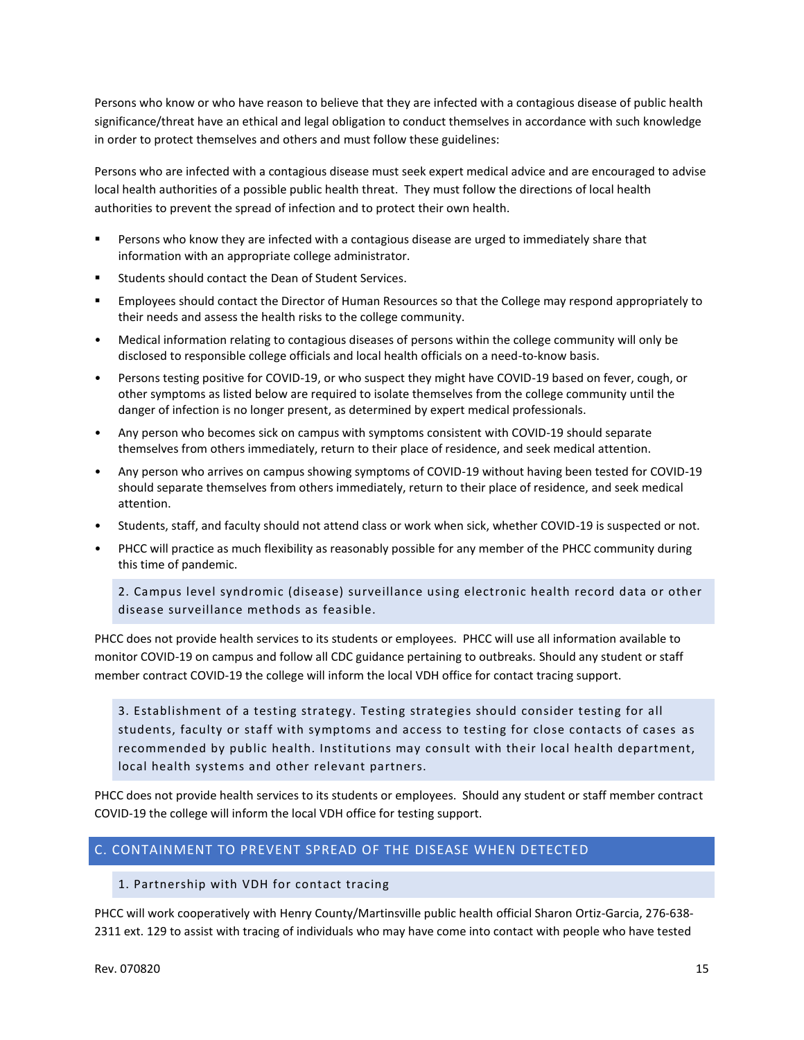Persons who know or who have reason to believe that they are infected with a contagious disease of public health significance/threat have an ethical and legal obligation to conduct themselves in accordance with such knowledge in order to protect themselves and others and must follow these guidelines:

Persons who are infected with a contagious disease must seek expert medical advice and are encouraged to advise local health authorities of a possible public health threat. They must follow the directions of local health authorities to prevent the spread of infection and to protect their own health.

- Persons who know they are infected with a contagious disease are urged to immediately share that information with an appropriate college administrator.
- Students should contact the Dean of Student Services.
- Employees should contact the Director of Human Resources so that the College may respond appropriately to their needs and assess the health risks to the college community.
- Medical information relating to contagious diseases of persons within the college community will only be disclosed to responsible college officials and local health officials on a need-to-know basis.
- Persons testing positive for COVID-19, or who suspect they might have COVID-19 based on fever, cough, or other symptoms as listed below are required to isolate themselves from the college community until the danger of infection is no longer present, as determined by expert medical professionals.
- Any person who becomes sick on campus with symptoms consistent with COVID-19 should separate themselves from others immediately, return to their place of residence, and seek medical attention.
- Any person who arrives on campus showing symptoms of COVID-19 without having been tested for COVID-19 should separate themselves from others immediately, return to their place of residence, and seek medical attention.
- Students, staff, and faculty should not attend class or work when sick, whether COVID-19 is suspected or not.
- PHCC will practice as much flexibility as reasonably possible for any member of the PHCC community during this time of pandemic.

### 2. Campus level syndromic (disease) surveillance using electronic health record data or other disease surveillance methods as feasible.

PHCC does not provide health services to its students or employees. PHCC will use all information available to monitor COVID-19 on campus and follow all CDC guidance pertaining to outbreaks. Should any student or staff member contract COVID-19 the college will inform the local VDH office for contact tracing support.

### 3. Establishment of a testing strategy. Testing strategies should consider testing for all students, faculty or staff with symptoms and access to testing for close contacts of cases as recommended by public health. Institutions may consult with their local health department, local health systems and other relevant partners.

PHCC does not provide health services to its students or employees. Should any student or staff member contract COVID-19 the college will inform the local VDH office for testing support.

## C. CONTAINMENT TO PREVENT SPREAD OF THE DISEASE WHEN DETECTED

### 1. Partnership with VDH for contact tracing

PHCC will work cooperatively with Henry County/Martinsville public health official Sharon Ortiz-Garcia, 276-638-2311 ext. 129 to assist with tracing of individuals who may have come into contact with people who have tested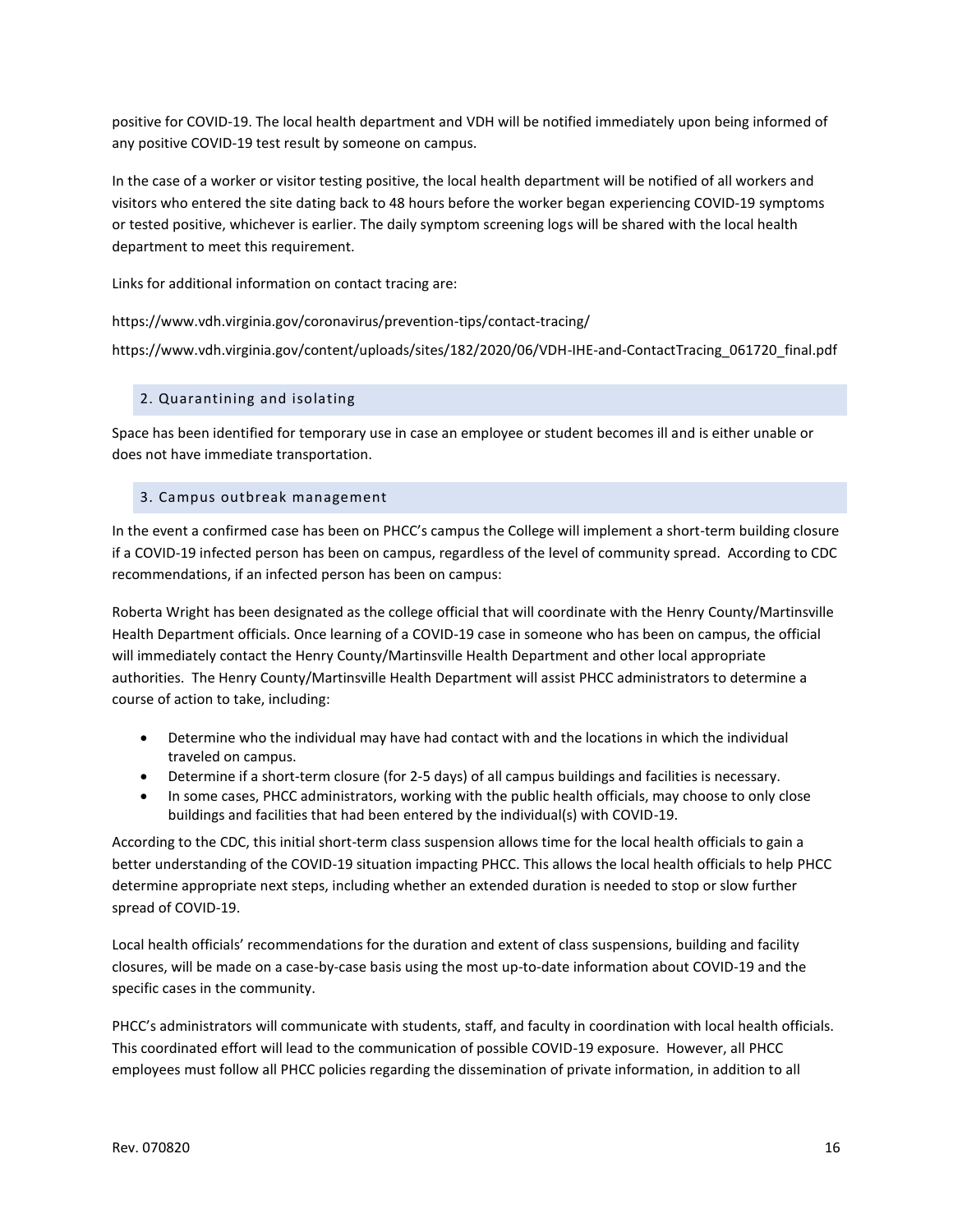positive for COVID-19. The local health department and VDH will be notified immediately upon being informed of any positive COVID-19 test result by someone on campus.

In the case of a worker or visitor testing positive, the local health department will be notified of all workers and visitors who entered the site dating back to 48 hours before the worker began experiencing COVID-19 symptoms or tested positive, whichever is earlier. The daily symptom screening logs will be shared with the local health department to meet this requirement.

Links for additional information on contact tracing are:

https://www.vdh.virginia.gov/coronavirus/prevention-tips/contact-tracing/

https://www.vdh.virginia.gov/content/uploads/sites/182/2020/06/VDH-IHE-and-ContactTracing_061720_final.pdf

### 2. Quarantining and isolating

Space has been identified for temporary use in case an employee or student becomes ill and is either unable or does not have immediate transportation.

### 3. Campus outbreak management

In the event a confirmed case has been on PHCC's campus the College will implement a short-term building closure if a COVID-19 infected person has been on campus, regardless of the level of community spread. According to CDC recommendations, if an infected person has been on campus:

Roberta Wright has been designated as the college official that will coordinate with the Henry County/Martinsville Health Department officials. Once learning of a COVID-19 case in someone who has been on campus, the official will immediately contact the Henry County/Martinsville Health Department and other local appropriate authorities. The Henry County/Martinsville Health Department will assist PHCC administrators to determine a course of action to take, including:

- Determine who the individual may have had contact with and the locations in which the individual traveled on campus.
- Determine if a short-term closure (for 2-5 days) of all campus buildings and facilities is necessary.
- In some cases, PHCC administrators, working with the public health officials, may choose to only close buildings and facilities that had been entered by the individual(s) with COVID-19.

According to the CDC, this initial short-term class suspension allows time for the local health officials to gain a better understanding of the COVID-19 situation impacting PHCC. This allows the local health officials to help PHCC determine appropriate next steps, including whether an extended duration is needed to stop or slow further spread of COVID-19.

Local health officials' recommendations for the duration and extent of class suspensions, building and facility closures, will be made on a case-by-case basis using the most up-to-date information about COVID-19 and the specific cases in the community.

PHCC's administrators will communicate with students, staff, and faculty in coordination with local health officials. This coordinated effort will lead to the communication of possible COVID-19 exposure. However, all PHCC employees must follow all PHCC policies regarding the dissemination of private information, in addition to all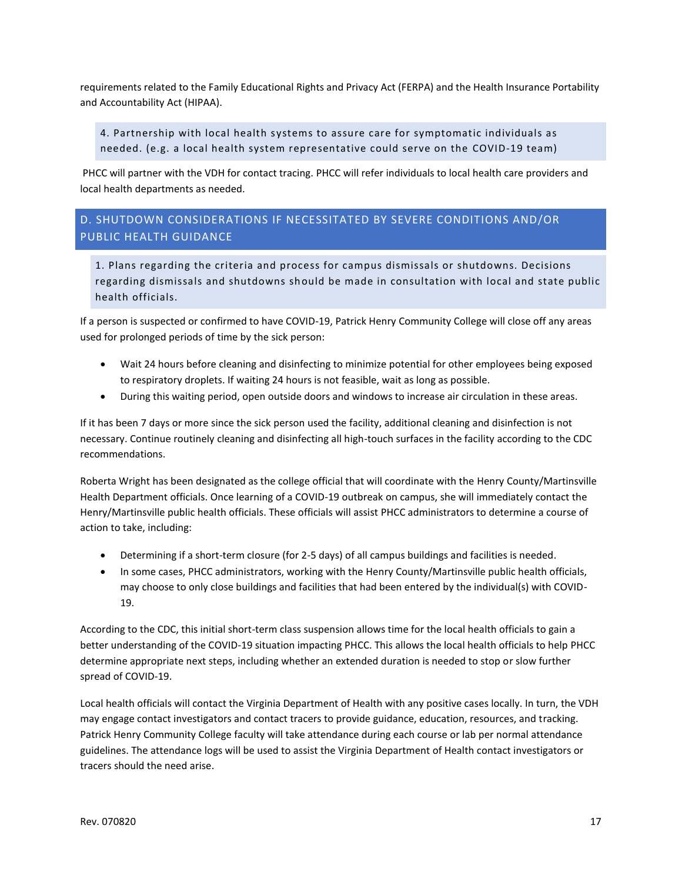requirements related to the Family Educational Rights and Privacy Act (FERPA) and the Health Insurance Portability and Accountability Act (HIPAA).

#### 4. Partnership with local health systems to assure care for symptomatic individuals as needed. (e.g. a local health system representative could serve on the COVID-19 team)

PHCC will partner with the VDH for contact tracing. PHCC will refer individuals to local health care providers and local health departments as needed.

## D. SHUTDOWN CONSIDERATIONS IF NECESSITATED BY SEVERE CONDITIONS AND/OR PUBLIC HEALTH GUIDANCE

#### 1. Plans regarding the criteria and process for campus dismissals or shutdowns. Decisions regarding dismissals and shutdowns should be made in consultation with local and state public health officials.

If a person is suspected or confirmed to have COVID-19, Patrick Henry Community College will close off any areas used for prolonged periods of time by the sick person:

- Wait 24 hours before cleaning and disinfecting to minimize potential for other employees being exposed to respiratory droplets. If waiting 24 hours is not feasible, wait as long as possible.
- During this waiting period, open outside doors and windows to increase air circulation in these areas.

If it has been 7 days or more since the sick person used the facility, additional cleaning and disinfection is not necessary. Continue routinely cleaning and disinfecting all high-touch surfaces in the facility according to the CDC recommendations.

Roberta Wright has been designated as the college official that will coordinate with the Henry County/Martinsville Health Department officials. Once learning of a COVID-19 outbreak on campus, she will immediately contact the Henry/Martinsville public health officials. These officials will assist PHCC administrators to determine a course of action to take, including:

- Determining if a short-term closure (for 2-5 days) of all campus buildings and facilities is needed.
- In some cases, PHCC administrators, working with the Henry County/Martinsville public health officials, may choose to only close buildings and facilities that had been entered by the individual(s) with COVID-19.

According to the CDC, this initial short-term class suspension allows time for the local health officials to gain a better understanding of the COVID-19 situation impacting PHCC. This allows the local health officials to help PHCC determine appropriate next steps, including whether an extended duration is needed to stop or slow further spread of COVID-19.

Local health officials will contact the Virginia Department of Health with any positive cases locally. In turn, the VDH may engage contact investigators and contact tracers to provide guidance, education, resources, and tracking. Patrick Henry Community College faculty will take attendance during each course or lab per normal attendance guidelines. The attendance logs will be used to assist the Virginia Department of Health contact investigators or tracers should the need arise.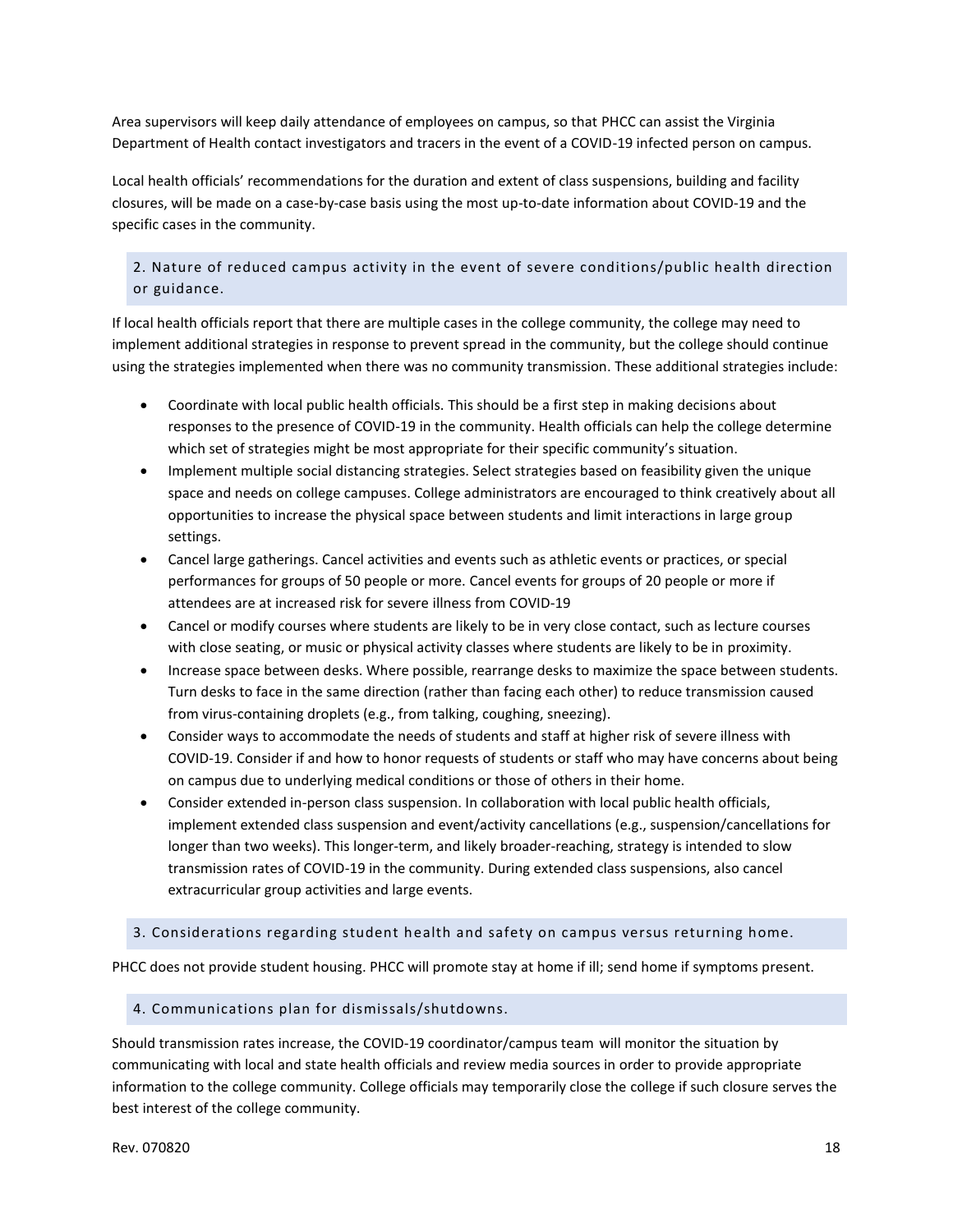Area supervisors will keep daily attendance of employees on campus, so that PHCC can assist the Virginia Department of Health contact investigators and tracers in the event of a COVID-19 infected person on campus.

Local health officials' recommendations for the duration and extent of class suspensions, building and facility closures, will be made on a case-by-case basis using the most up-to-date information about COVID-19 and the specific cases in the community.

### 2. Nature of reduced campus activity in the event of severe conditions/public health direction or guidance.

If local health officials report that there are multiple cases in the college community, the college may need to implement additional strategies in response to prevent spread in the community, but the college should continue using the strategies implemented when there was no community transmission. These additional strategies include:

- Coordinate with local public health officials. This should be a first step in making decisions about responses to the presence of COVID-19 in the community. Health officials can help the college determine which set of strategies might be most appropriate for their specific community's situation.
- Implement multiple social distancing strategies. Select strategies based on feasibility given the unique space and needs on college campuses. College administrators are encouraged to think creatively about all opportunities to increase the physical space between students and limit interactions in large group settings.
- Cancel large gatherings. Cancel activities and events such as athletic events or practices, or special performances for groups of 50 people or more. Cancel events for groups of 20 people or more if attendees are at increased risk for severe illness from COVID-19
- Cancel or modify courses where students are likely to be in very close contact, such as lecture courses with close seating, or music or physical activity classes where students are likely to be in proximity.
- Increase space between desks. Where possible, rearrange desks to maximize the space between students. Turn desks to face in the same direction (rather than facing each other) to reduce transmission caused from virus-containing droplets (e.g., from talking, coughing, sneezing).
- Consider ways to accommodate the needs of students and staff at higher risk of severe illness with COVID-19. Consider if and how to honor requests of students or staff who may have concerns about being on campus due to underlying medical conditions or those of others in their home.
- Consider extended in-person class suspension. In collaboration with local public health officials, implement extended class suspension and event/activity cancellations (e.g., suspension/cancellations for longer than two weeks). This longer-term, and likely broader-reaching, strategy is intended to slow transmission rates of COVID-19 in the community. During extended class suspensions, also cancel extracurricular group activities and large events.

### 3. Considerations regarding student health and safety on campus versus returning home.

PHCC does not provide student housing. PHCC will promote stay at home if ill; send home if symptoms present.

### 4. Communications plan for dismissals/shutdowns.

Should transmission rates increase, the COVID-19 coordinator/campus team will monitor the situation by communicating with local and state health officials and review media sources in order to provide appropriate information to the college community. College officials may temporarily close the college if such closure serves the best interest of the college community.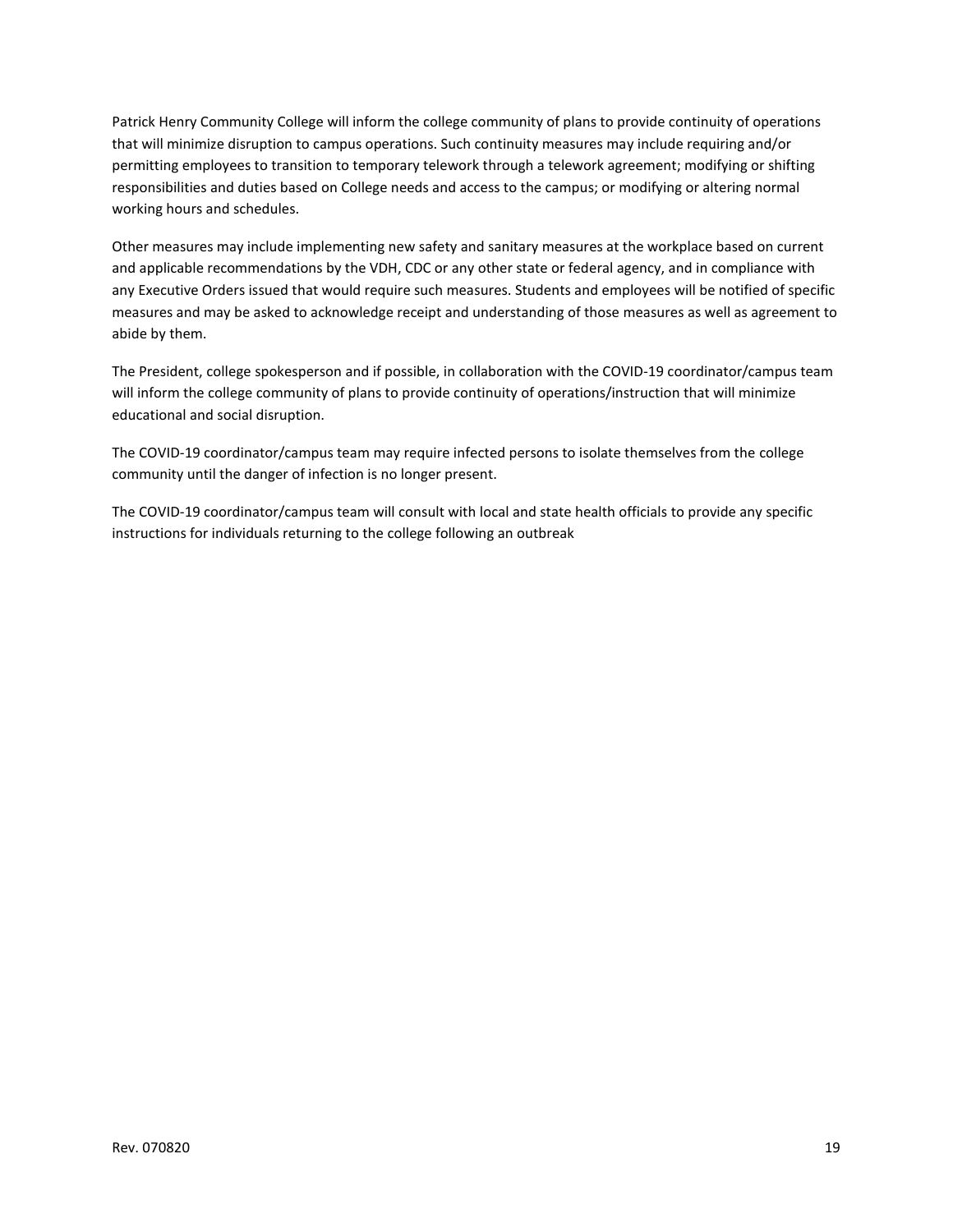Patrick Henry Community College will inform the college community of plans to provide continuity of operations that will minimize disruption to campus operations. Such continuity measures may include requiring and/or permitting employees to transition to temporary telework through a telework agreement; modifying or shifting responsibilities and duties based on College needs and access to the campus; or modifying or altering normal working hours and schedules.

Other measures may include implementing new safety and sanitary measures at the workplace based on current and applicable recommendations by the VDH, CDC or any other state or federal agency, and in compliance with any Executive Orders issued that would require such measures. Students and employees will be notified of specific measures and may be asked to acknowledge receipt and understanding of those measures as well as agreement to abide by them.

The President, college spokesperson and if possible, in collaboration with the COVID-19 coordinator/campus team will inform the college community of plans to provide continuity of operations/instruction that will minimize educational and social disruption.

The COVID-19 coordinator/campus team may require infected persons to isolate themselves from the college community until the danger of infection is no longer present.

The COVID-19 coordinator/campus team will consult with local and state health officials to provide any specific instructions for individuals returning to the college following an outbreak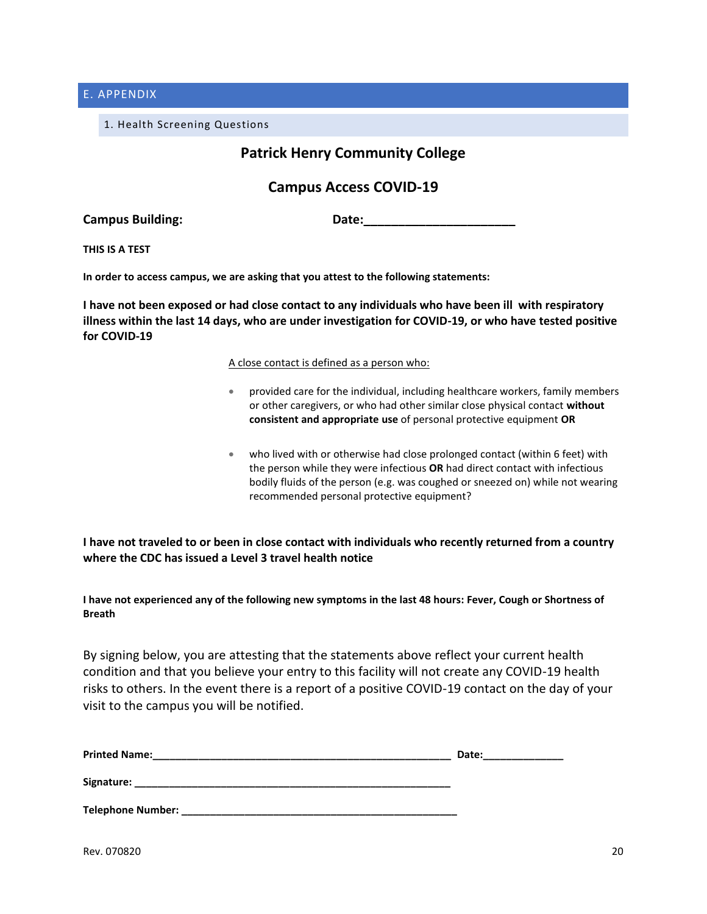## E. APPENDIX

### 1. Health Screening Questions

**Patrick Henry Community College**

**Campus Access COVID-19**

**Campus Building:** **Date:______________________**

**THIS IS A TEST**

**In order to access campus, we are asking that you attest to the following statements:**

**I have not been exposed or had close contact to any individuals who have been ill with respiratory illness within the last 14 days, who are under investigation for COVID-19, or who have tested positive for COVID-19**

A close contact is defined as a person who:

- provided care for the individual, including healthcare workers, family members or other caregivers, or who had other similar close physical contact **without consistent and appropriate use** of personal protective equipment **OR**
- who lived with or otherwise had close prolonged contact (within 6 feet) with the person while they were infectious **OR** had direct contact with infectious bodily fluids of the person (e.g. was coughed or sneezed on) while not wearing recommended personal protective equipment?

**I have not traveled to or been in close contact with individuals who recently returned from a country where the CDC has issued a Level 3 travel health notice**

**I have not experienced any of the following new symptoms in the last 48 hours: Fever, Cough or Shortness of Breath**

By signing below, you are attesting that the statements above reflect your current health condition and that you believe your entry to this facility will not create any COVID-19 health risks to others. In the event there is a report of a positive COVID-19 contact on the day of your visit to the campus you will be notified.

**Printed Name:**________________________________________________ **Date:**_____________

**Signature:** ___________________________________________________

**Telephone Number:** ______________________________________________

Rev. 070820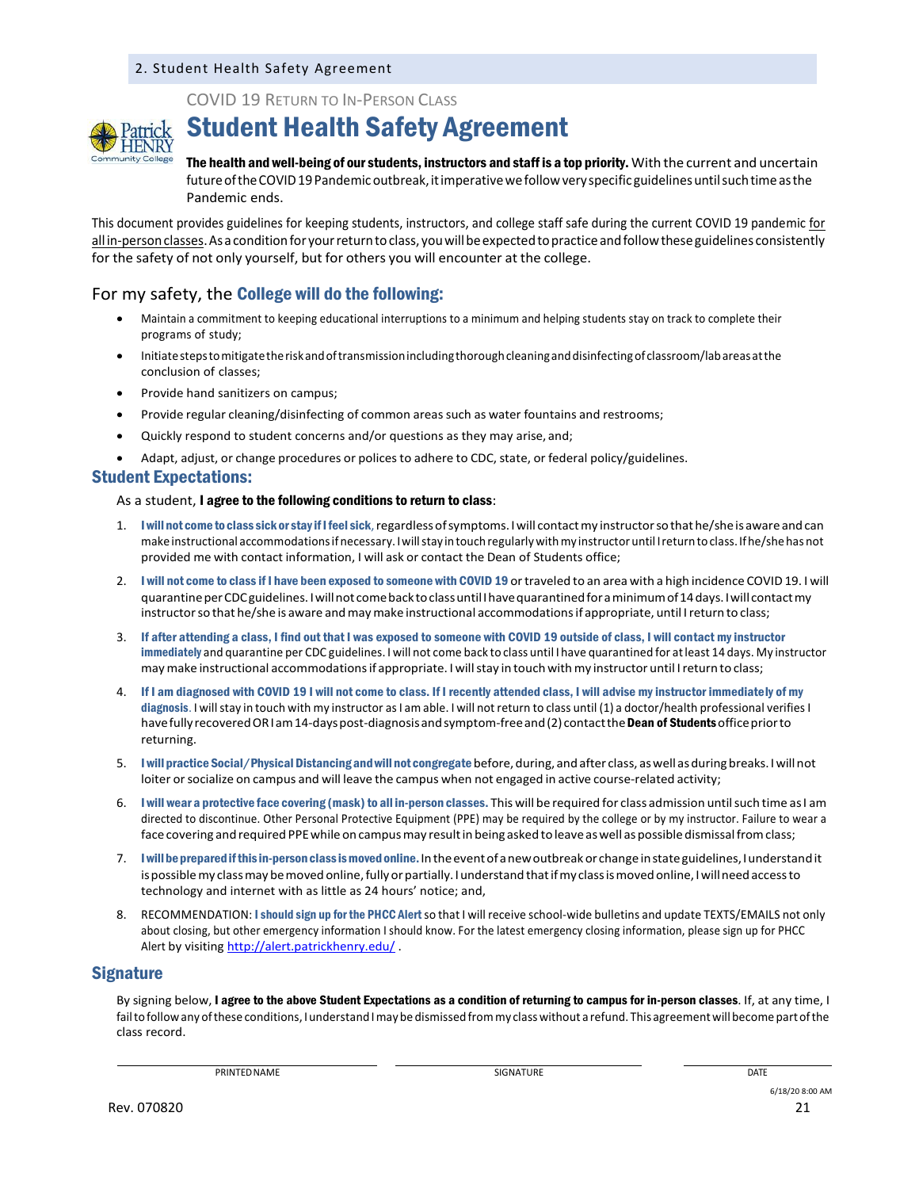## 2. Student Health Safety Agreement

COVID 19 RETURN TO IN-PERSON CLASS

# Student Health Safety Agreement

**The health and well-being of our students, instructors and staff is a top priority.** With the current and uncertain future of the COVID 19 Pandemic outbreak, it imperative we follow very specific guidelines until such time as the Pandemic ends.

This document provides guidelines for keeping students, instructors, and college staff safe during the current COVID 19 pandemic <u>for all in-person classes</u>. As a condition for your return to class, you will be expected to practice and follow these guidelines consistently for the safety of not only yourself, but for others you will encounter at the college.

## For my safety, the **College will do the following:**

- Maintain a commitment to keeping educational interruptions to a minimum and helping students stay on track to complete their programs of study;
- Initiate steps to mitigate the risk and of transmission including thorough cleaning and disinfecting of classroom/lab areas at the conclusion of classes;
- Provide hand sanitizers on campus;
- Provide regular cleaning/disinfecting of common areas such as water fountains and restrooms;
- Quickly respond to student concerns and/or questions as they may arise, and;
- Adapt, adjust, or change procedures or polices to adhere to CDC, state, or federal policy/guidelines.

## Student Expectations:

As a student, **I agree to the following conditions to return to class**:

1. **I will not come to class sick or stay if I feel sick**, regardless of symptoms. I will contact my instructor so that he/she is aware and can make instructional accommodations if necessary. I will stay in touch regularly with my instructor until I return to class. If he/she has not provided me with contact information, I will ask or contact the Dean of Students office;
2. **I will not come to class if I have been exposed to someone with COVID 19** or traveled to an area with a high incidence COVID 19. I will quarantine per CDC guidelines. I will not come back to class until I have quarantined for a minimum of 14 days. I will contact my instructor so that he/she is aware and may make instructional accommodations if appropriate, until I return to class;
3. **If after attending a class, I find out that I was exposed to someone with COVID 19 outside of class, I will contact my instructor immediately** and quarantine per CDC guidelines. I will not come back to class until I have quarantined for at least 14 days. My instructor may make instructional accommodations if appropriate. I will stay in touch with my instructor until I return to class;
4. **If I am diagnosed with COVID 19 I will not come to class. If I recently attended class, I will advise my instructor immediately of my diagnosis**. I will stay in touch with my instructor as I am able. I will not return to class until (1) a doctor/health professional verifies I have fully recovered OR I am 14-days post-diagnosis and symptom-free and (2) contact the **Dean of Students** office prior to returning.
5. **I will practice Social/Physical Distancing and will not congregate** before, during, and after class, as well as during breaks. I will not loiter or socialize on campus and will leave the campus when not engaged in active course-related activity;
6. **I will wear a protective face covering (mask) to all in-person classes.** This will be required for class admission until such time as I am directed to discontinue. Other Personal Protective Equipment (PPE) may be required by the college or by my instructor. Failure to wear a face covering and required PPE while on campus may result in being asked to leave as well as possible dismissal from class;
7. **I will be prepared if this in-person class is moved online.** In the event of a new outbreak or change in state guidelines, I understand it is possible my class may be moved online, fully or partially. I understand that if my class is moved online, I will need access to technology and internet with as little as 24 hours' notice; and,
8. RECOMMENDATION: **I should sign up for the PHCC Alert** so that I will receive school-wide bulletins and update TEXTS/EMAILS not only about closing, but other emergency information I should know. For the latest emergency closing information, please sign up for PHCC Alert by visiting http://alert.patrickhenry.edu/ .

## Signature

By signing below, **I agree to the above Student Expectations as a condition of returning to campus for in-person classes**. If, at any time, I fail to follow any of these conditions, I understand I may be dismissed from my class without a refund. This agreement will become part of the class record.

PRINTED NAME ____________________ SIGNATURE ____________________ DATE ____________________

6/18/20 8:00 AM

Rev. 070820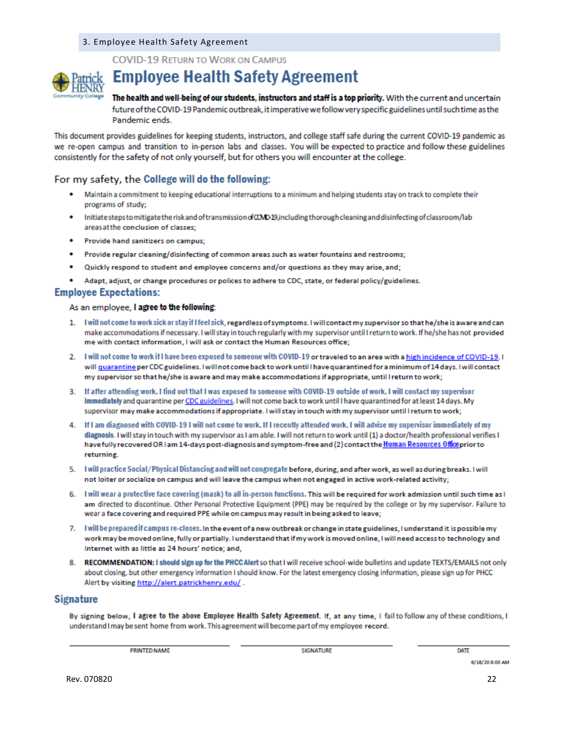## 3. Employee Health Safety Agreement

COVID-19 RETURN TO WORK ON CAMPUS

# Employee Health Safety Agreement

**The health and well-being of our students, instructors and staff is a top priority.** With the current and uncertain future of the COVID-19 Pandemic outbreak, it imperative we follow very specific guidelines until such time as the Pandemic ends.

This document provides guidelines for keeping students, instructors, and college staff safe during the current COVID-19 pandemic as we re-open campus and transition to in-person labs and classes. You will be expected to practice and follow these guidelines consistently for the safety of not only yourself, but for others you will encounter at the college.

## For my safety, the **College will do the following:**

- Maintain a commitment to keeping educational interruptions to a minimum and helping students stay on track to complete their programs of study;
- Initiate steps to mitigate the risk and of transmission of COVID-19, including thorough cleaning and disinfecting of classroom/lab areas at the conclusion of classes;
- Provide hand sanitizers on campus;
- Provide regular cleaning/disinfecting of common areas such as water fountains and restrooms;
- Quickly respond to student and employee concerns and/or questions as they may arise, and;
- Adapt, adjust, or change procedures or polices to adhere to CDC, state, or federal policy/guidelines.

## Employee Expectations:

As an employee, **I agree to the following**:

1. **I will not come to work sick or stay if I feel sick**, regardless of symptoms. I will contact my supervisor so that he/she is aware and can make accommodations if necessary. I will stay in touch regularly with my supervisor until I return to work. If he/she has not provided me with contact information, I will ask or contact the Human Resources office;
2. **I will not come to work if I have been exposed to someone with COVID-19** or traveled to an area with a high incidence of COVID-19. I will quarantine per CDC guidelines. I will not come back to work until I have quarantined for a minimum of 14 days. I will contact my supervisor so that he/she is aware and may make accommodations if appropriate, until I return to work;
3. **If after attending work, I find out that I was exposed to someone with COVID-19 outside of work, I will contact my supervisor immediately** and quarantine per CDC guidelines. I will not come back to work until I have quarantined for at least 14 days. My supervisor may make accommodations if appropriate. I will stay in touch with my supervisor until I return to work;
4. **If I am diagnosed with COVID-19 I will not come to work. If I recently attended work, I will advise my supervisor immediately of my diagnosis.** I will stay in touch with my supervisor as I am able. I will not return to work until (1) a doctor/health professional verifies I have fully recovered OR I am 14-days post-diagnosis and symptom-free and (2) contact the Human Resources Office prior to returning.
5. **I will practice Social/Physical Distancing and will not congregate** before, during, and after work, as well as during breaks. I will not loiter or socialize on campus and will leave the campus when not engaged in active work-related activity;
6. **I will wear a protective face covering (mask) to all in-person functions.** This will be required for work admission until such time as I am directed to discontinue. Other Personal Protective Equipment (PPE) may be required by the college or by my supervisor. Failure to wear a face covering and required PPE while on campus may result in being asked to leave;
7. **I will be prepared if campus re-closes.** In the event of a new outbreak or change in state guidelines, I understand it is possible my work may be moved online, fully or partially. I understand that if my work is moved online, I will need access to technology and Internet with as little as 24 hours' notice; and,
8. **RECOMMENDATION: I should sign up for the PHCC Alert** so that I will receive school-wide bulletins and update TEXTS/EMAILS not only about closing, but other emergency information I should know. For the latest emergency closing information, please sign up for PHCC Alert by visiting http://alert.patrickhenry.edu/ .

## Signature

By signing below, **I agree to the above Employee Health Safety Agreement.** If, at any time, I fail to follow any of these conditions, I understand I may be sent home from work. This agreement will become part of my employee record.

| PRINTED NAME | SIGNATURE | DATE |
|---|---|---|

6/18/20 8:00 AM

Rev. 070820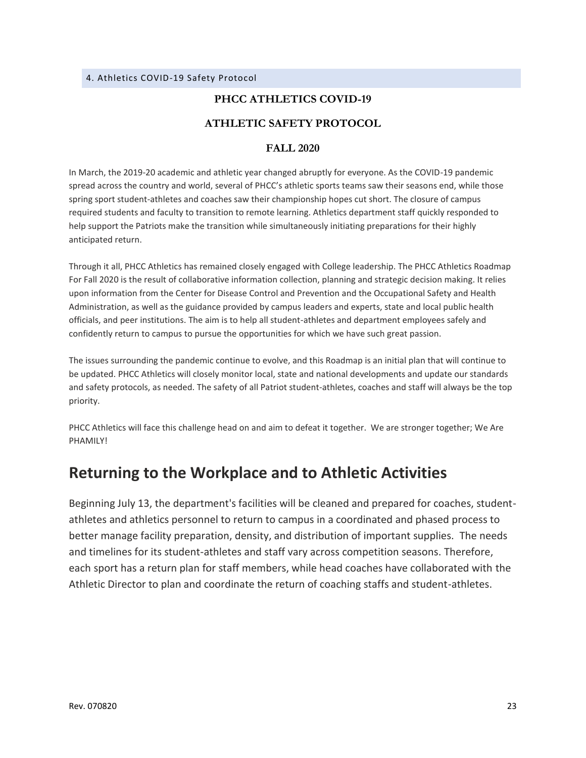## 4. Athletics COVID-19 Safety Protocol

**PHCC ATHLETICS COVID-19**

**ATHLETIC SAFETY PROTOCOL**

**FALL 2020**

In March, the 2019-20 academic and athletic year changed abruptly for everyone. As the COVID-19 pandemic spread across the country and world, several of PHCC's athletic sports teams saw their seasons end, while those spring sport student-athletes and coaches saw their championship hopes cut short. The closure of campus required students and faculty to transition to remote learning. Athletics department staff quickly responded to help support the Patriots make the transition while simultaneously initiating preparations for their highly anticipated return.

Through it all, PHCC Athletics has remained closely engaged with College leadership. The PHCC Athletics Roadmap For Fall 2020 is the result of collaborative information collection, planning and strategic decision making. It relies upon information from the Center for Disease Control and Prevention and the Occupational Safety and Health Administration, as well as the guidance provided by campus leaders and experts, state and local public health officials, and peer institutions. The aim is to help all student-athletes and department employees safely and confidently return to campus to pursue the opportunities for which we have such great passion.

The issues surrounding the pandemic continue to evolve, and this Roadmap is an initial plan that will continue to be updated. PHCC Athletics will closely monitor local, state and national developments and update our standards and safety protocols, as needed. The safety of all Patriot student-athletes, coaches and staff will always be the top priority.

PHCC Athletics will face this challenge head on and aim to defeat it together. We are stronger together; We Are PHAMILY!

# Returning to the Workplace and to Athletic Activities

Beginning July 13, the department's facilities will be cleaned and prepared for coaches, student-athletes and athletics personnel to return to campus in a coordinated and phased process to better manage facility preparation, density, and distribution of important supplies. The needs and timelines for its student-athletes and staff vary across competition seasons. Therefore, each sport has a return plan for staff members, while head coaches have collaborated with the Athletic Director to plan and coordinate the return of coaching staffs and student-athletes.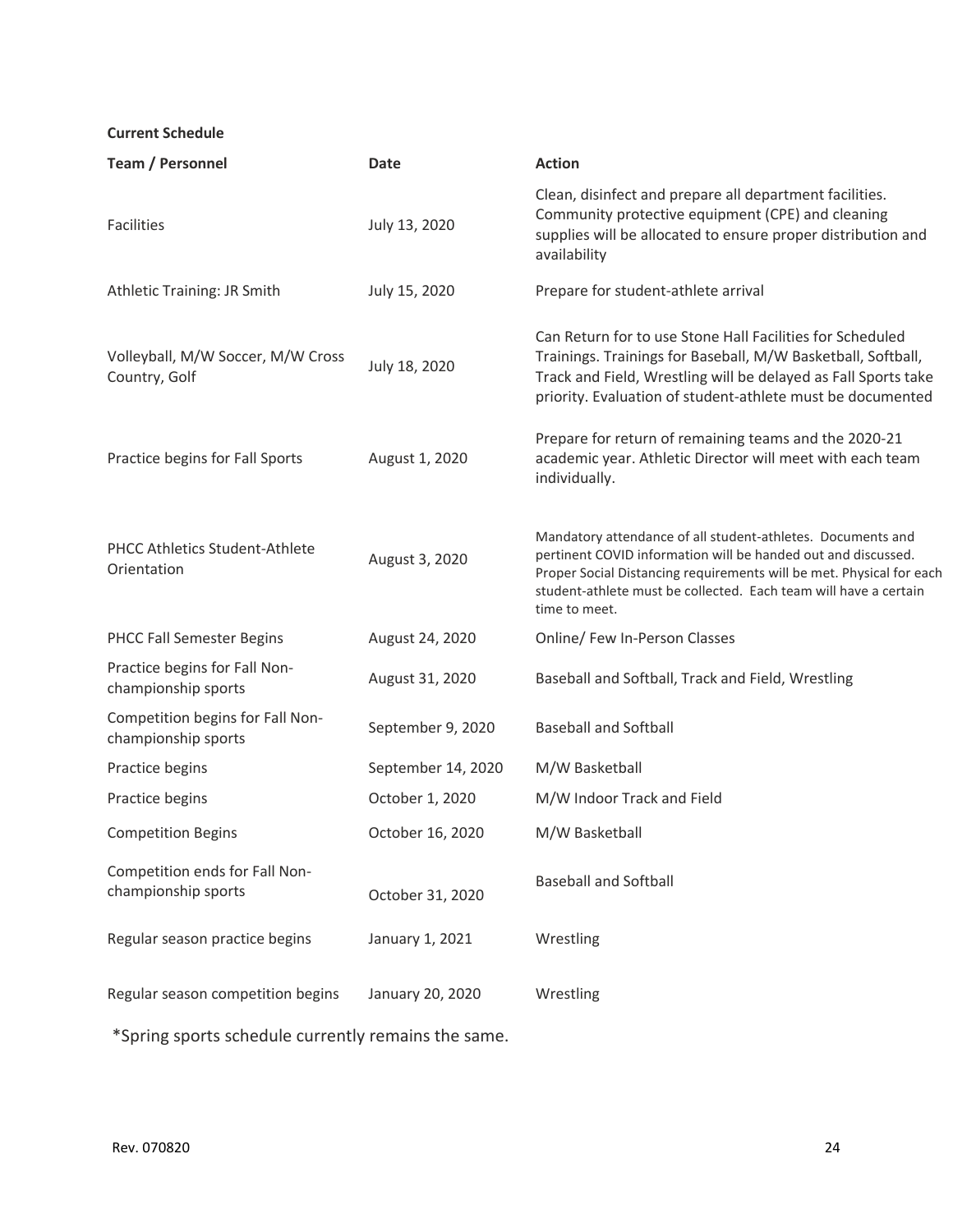**Current Schedule**

| Team / Personnel | Date | Action |
|---|---|---|
| Facilities | July 13, 2020 | Clean, disinfect and prepare all department facilities. Community protective equipment (CPE) and cleaning supplies will be allocated to ensure proper distribution and availability |
| Athletic Training: JR Smith | July 15, 2020 | Prepare for student-athlete arrival |
| Volleyball, M/W Soccer, M/W Cross Country, Golf | July 18, 2020 | Can Return for to use Stone Hall Facilities for Scheduled Trainings. Trainings for Baseball, M/W Basketball, Softball, Track and Field, Wrestling will be delayed as Fall Sports take priority. Evaluation of student-athlete must be documented |
| Practice begins for Fall Sports | August 1, 2020 | Prepare for return of remaining teams and the 2020-21 academic year. Athletic Director will meet with each team individually. |
| PHCC Athletics Student-Athlete Orientation | August 3, 2020 | Mandatory attendance of all student-athletes. Documents and pertinent COVID information will be handed out and discussed. Proper Social Distancing requirements will be met. Physical for each student-athlete must be collected. Each team will have a certain time to meet. |
| PHCC Fall Semester Begins | August 24, 2020 | Online/ Few In-Person Classes |
| Practice begins for Fall Non-championship sports | August 31, 2020 | Baseball and Softball, Track and Field, Wrestling |
| Competition begins for Fall Non-championship sports | September 9, 2020 | Baseball and Softball |
| Practice begins | September 14, 2020 | M/W Basketball |
| Practice begins | October 1, 2020 | M/W Indoor Track and Field |
| Competition Begins | October 16, 2020 | M/W Basketball |
| Competition ends for Fall Non-championship sports | October 31, 2020 | Baseball and Softball |
| Regular season practice begins | January 1, 2021 | Wrestling |
| Regular season competition begins | January 20, 2020 | Wrestling |

*Spring sports schedule currently remains the same.

Rev. 070820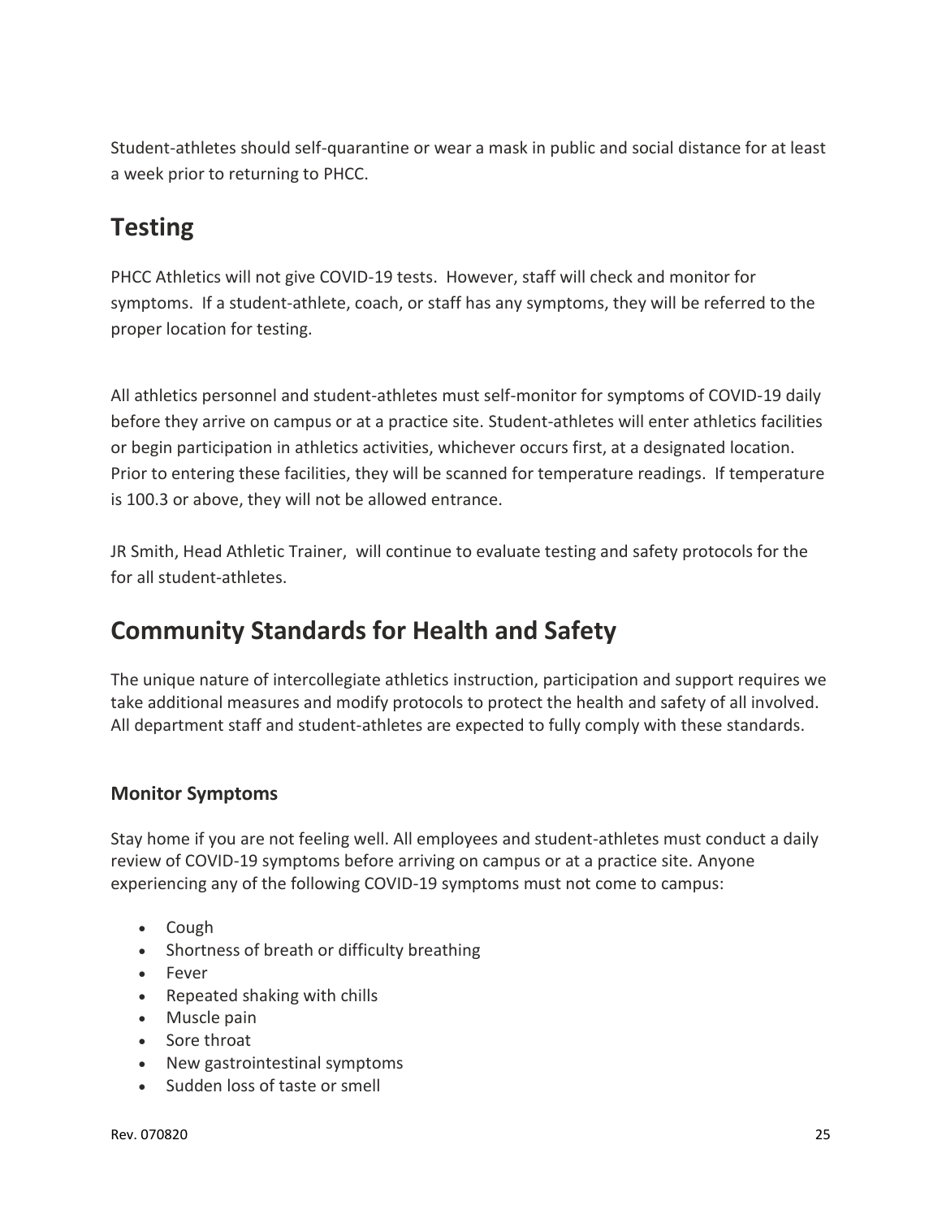Student-athletes should self-quarantine or wear a mask in public and social distance for at least a week prior to returning to PHCC.

## Testing

PHCC Athletics will not give COVID-19 tests. However, staff will check and monitor for symptoms. If a student-athlete, coach, or staff has any symptoms, they will be referred to the proper location for testing.

All athletics personnel and student-athletes must self-monitor for symptoms of COVID-19 daily before they arrive on campus or at a practice site. Student-athletes will enter athletics facilities or begin participation in athletics activities, whichever occurs first, at a designated location. Prior to entering these facilities, they will be scanned for temperature readings. If temperature is 100.3 or above, they will not be allowed entrance.

JR Smith, Head Athletic Trainer, will continue to evaluate testing and safety protocols for the for all student-athletes.

## Community Standards for Health and Safety

The unique nature of intercollegiate athletics instruction, participation and support requires we take additional measures and modify protocols to protect the health and safety of all involved. All department staff and student-athletes are expected to fully comply with these standards.

### Monitor Symptoms

Stay home if you are not feeling well. All employees and student-athletes must conduct a daily review of COVID-19 symptoms before arriving on campus or at a practice site. Anyone experiencing any of the following COVID-19 symptoms must not come to campus:

- Cough
- Shortness of breath or difficulty breathing
- Fever
- Repeated shaking with chills
- Muscle pain
- Sore throat
- New gastrointestinal symptoms
- Sudden loss of taste or smell

Rev. 070820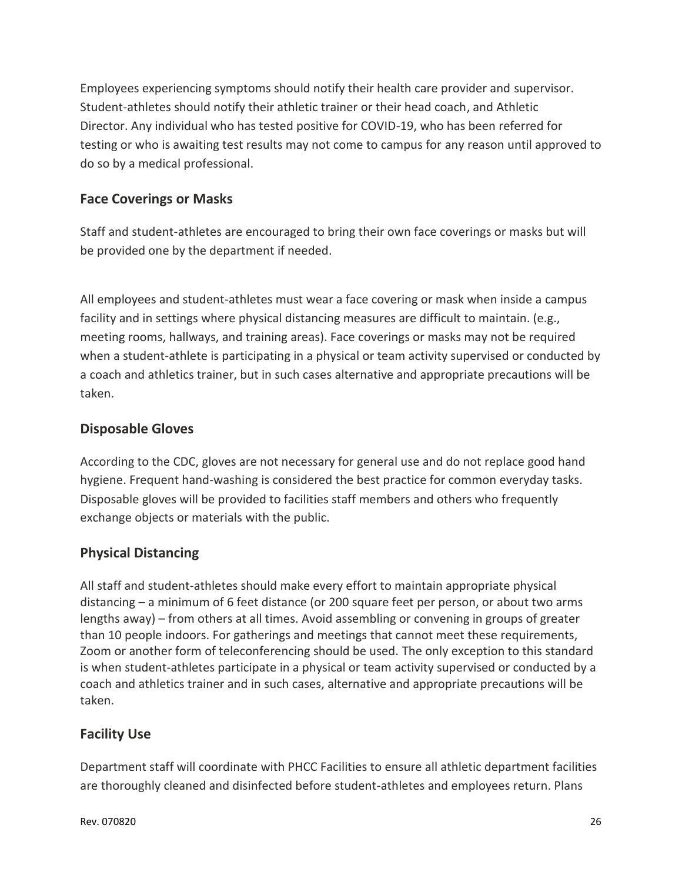Employees experiencing symptoms should notify their health care provider and supervisor. Student-athletes should notify their athletic trainer or their head coach, and Athletic Director. Any individual who has tested positive for COVID-19, who has been referred for testing or who is awaiting test results may not come to campus for any reason until approved to do so by a medical professional.

## Face Coverings or Masks

Staff and student-athletes are encouraged to bring their own face coverings or masks but will be provided one by the department if needed.

All employees and student-athletes must wear a face covering or mask when inside a campus facility and in settings where physical distancing measures are difficult to maintain. (e.g., meeting rooms, hallways, and training areas). Face coverings or masks may not be required when a student-athlete is participating in a physical or team activity supervised or conducted by a coach and athletics trainer, but in such cases alternative and appropriate precautions will be taken.

## Disposable Gloves

According to the CDC, gloves are not necessary for general use and do not replace good hand hygiene. Frequent hand-washing is considered the best practice for common everyday tasks. Disposable gloves will be provided to facilities staff members and others who frequently exchange objects or materials with the public.

## Physical Distancing

All staff and student-athletes should make every effort to maintain appropriate physical distancing – a minimum of 6 feet distance (or 200 square feet per person, or about two arms lengths away) – from others at all times. Avoid assembling or convening in groups of greater than 10 people indoors. For gatherings and meetings that cannot meet these requirements, Zoom or another form of teleconferencing should be used. The only exception to this standard is when student-athletes participate in a physical or team activity supervised or conducted by a coach and athletics trainer and in such cases, alternative and appropriate precautions will be taken.

## Facility Use

Department staff will coordinate with PHCC Facilities to ensure all athletic department facilities are thoroughly cleaned and disinfected before student-athletes and employees return. Plans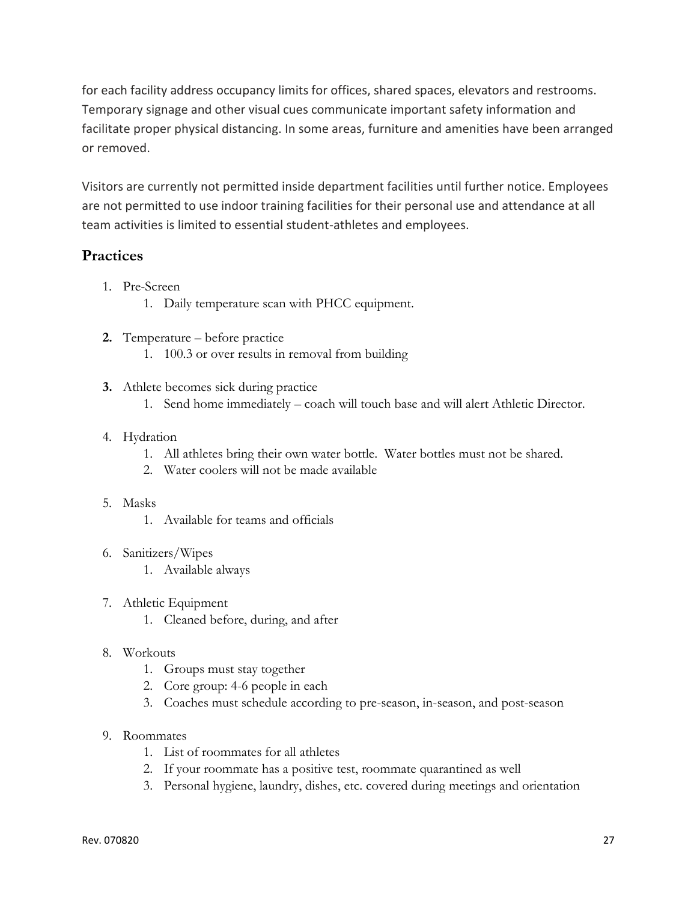for each facility address occupancy limits for offices, shared spaces, elevators and restrooms. Temporary signage and other visual cues communicate important safety information and facilitate proper physical distancing. In some areas, furniture and amenities have been arranged or removed.

Visitors are currently not permitted inside department facilities until further notice. Employees are not permitted to use indoor training facilities for their personal use and attendance at all team activities is limited to essential student-athletes and employees.

## Practices

1. Pre-Screen
   1. Daily temperature scan with PHCC equipment.
2. Temperature – before practice
   1. 100.3 or over results in removal from building
3. Athlete becomes sick during practice
   1. Send home immediately – coach will touch base and will alert Athletic Director.
4. Hydration
   1. All athletes bring their own water bottle. Water bottles must not be shared.
   2. Water coolers will not be made available
5. Masks
   1. Available for teams and officials
6. Sanitizers/Wipes
   1. Available always
7. Athletic Equipment
   1. Cleaned before, during, and after
8. Workouts
   1. Groups must stay together
   2. Core group: 4-6 people in each
   3. Coaches must schedule according to pre-season, in-season, and post-season
9. Roommates
   1. List of roommates for all athletes
   2. If your roommate has a positive test, roommate quarantined as well
   3. Personal hygiene, laundry, dishes, etc. covered during meetings and orientation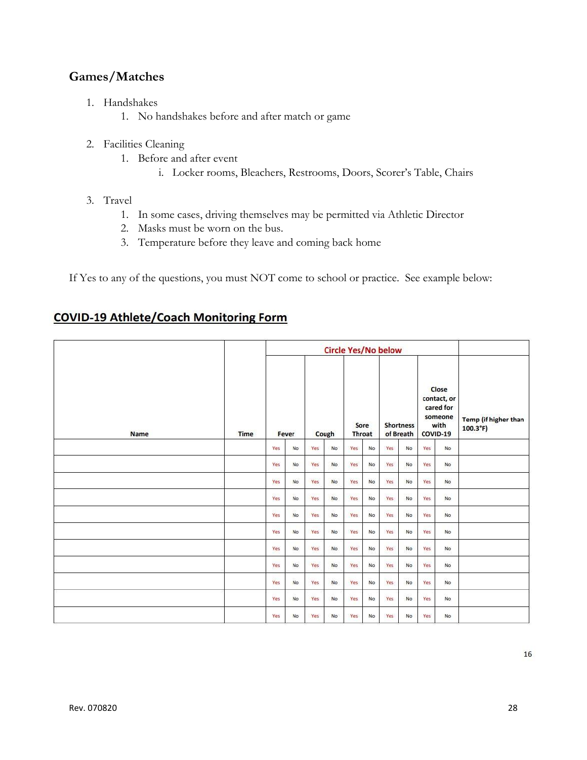## Games/Matches

1. Handshakes
   1. No handshakes before and after match or game

2. Facilities Cleaning
   1. Before and after event
      i. Locker rooms, Bleachers, Restrooms, Doors, Scorer's Table, Chairs

3. Travel
   1. In some cases, driving themselves may be permitted via Athletic Director
   2. Masks must be worn on the bus.
   3. Temperature before they leave and coming back home

If Yes to any of the questions, you must NOT come to school or practice. See example below:

### COVID-19 Athlete/Coach Monitoring Form

| | | Circle Yes/No below | | | | | | | | | | |
|---|---|---|---|---|---|---|---|---|---|---|---|---|
| Name | Time | Fever | | Cough | | Sore Throat | | Shortness of Breath | | Close contact, or cared for someone with COVID-19 | | Temp (if higher than 100.3°F) |
| | | Yes | No | Yes | No | Yes | No | Yes | No | Yes | No | |
| | | Yes | No | Yes | No | Yes | No | Yes | No | Yes | No | |
| | | Yes | No | Yes | No | Yes | No | Yes | No | Yes | No | |
| | | Yes | No | Yes | No | Yes | No | Yes | No | Yes | No | |
| | | Yes | No | Yes | No | Yes | No | Yes | No | Yes | No | |
| | | Yes | No | Yes | No | Yes | No | Yes | No | Yes | No | |
| | | Yes | No | Yes | No | Yes | No | Yes | No | Yes | No | |
| | | Yes | No | Yes | No | Yes | No | Yes | No | Yes | No | |
| | | Yes | No | Yes | No | Yes | No | Yes | No | Yes | No | |
| | | Yes | No | Yes | No | Yes | No | Yes | No | Yes | No | |
| | | Yes | No | Yes | No | Yes | No | Yes | No | Yes | No | |

Rev. 070820